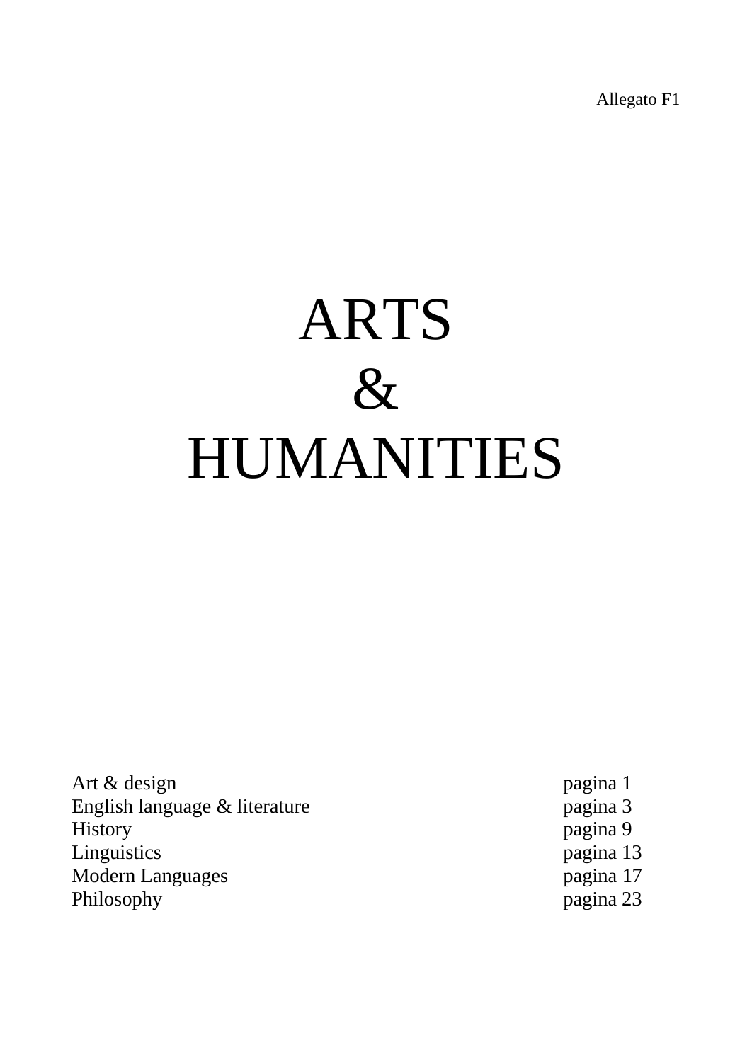Allegato F1

# ARTS
# &
# HUMANITIES

| | |
|---|---|
| Art & design | pagina 1 |
| English language & literature | pagina 3 |
| History | pagina 9 |
| Linguistics | pagina 13 |
| Modern Languages | pagina 17 |
| Philosophy | pagina 23 |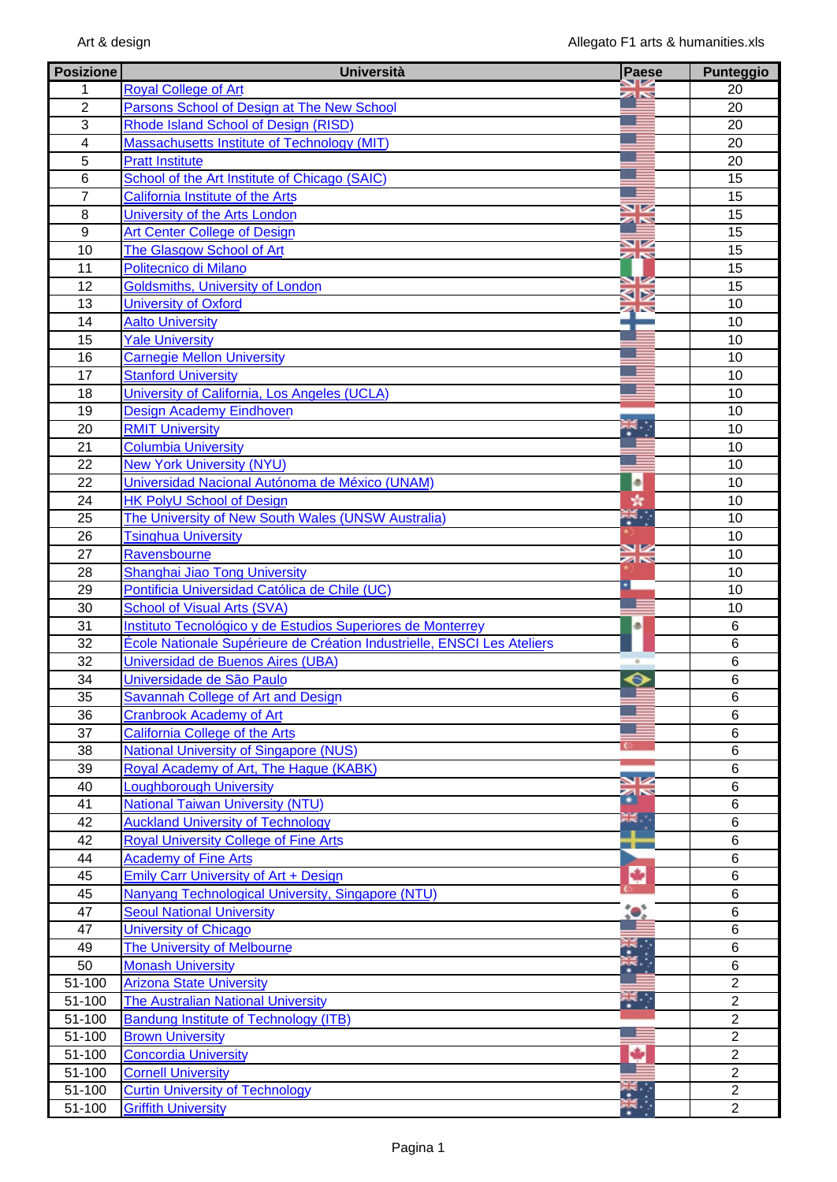# Art & design

| Posizione | Università | Paese | Punteggio |
|---|---|---|---|
| 1 | Royal College of Art | | 20 |
| 2 | Parsons School of Design at The New School | | 20 |
| 3 | Rhode Island School of Design (RISD) | | 20 |
| 4 | Massachusetts Institute of Technology (MIT) | | 20 |
| 5 | Pratt Institute | | 20 |
| 6 | School of the Art Institute of Chicago (SAIC) | | 15 |
| 7 | California Institute of the Arts | | 15 |
| 8 | University of the Arts London | | 15 |
| 9 | Art Center College of Design | | 15 |
| 10 | The Glasgow School of Art | | 15 |
| 11 | Politecnico di Milano | | 15 |
| 12 | Goldsmiths, University of London | | 15 |
| 13 | University of Oxford | | 10 |
| 14 | Aalto University | | 10 |
| 15 | Yale University | | 10 |
| 16 | Carnegie Mellon University | | 10 |
| 17 | Stanford University | | 10 |
| 18 | University of California, Los Angeles (UCLA) | | 10 |
| 19 | Design Academy Eindhoven | | 10 |
| 20 | RMIT University | | 10 |
| 21 | Columbia University | | 10 |
| 22 | New York University (NYU) | | 10 |
| 22 | Universidad Nacional Autónoma de México (UNAM) | | 10 |
| 24 | HK PolyU School of Design | | 10 |
| 25 | The University of New South Wales (UNSW Australia) | | 10 |
| 26 | Tsinghua University | | 10 |
| 27 | Ravensbourne | | 10 |
| 28 | Shanghai Jiao Tong University | | 10 |
| 29 | Pontificia Universidad Católica de Chile (UC) | | 10 |
| 30 | School of Visual Arts (SVA) | | 10 |
| 31 | Instituto Tecnológico y de Estudios Superiores de Monterrey | | 6 |
| 32 | École Nationale Supérieure de Création Industrielle, ENSCI Les Ateliers | | 6 |
| 32 | Universidad de Buenos Aires (UBA) | | 6 |
| 34 | Universidade de São Paulo | | 6 |
| 35 | Savannah College of Art and Design | | 6 |
| 36 | Cranbrook Academy of Art | | 6 |
| 37 | California College of the Arts | | 6 |
| 38 | National University of Singapore (NUS) | | 6 |
| 39 | Royal Academy of Art, The Hague (KABK) | | 6 |
| 40 | Loughborough University | | 6 |
| 41 | National Taiwan University (NTU) | | 6 |
| 42 | Auckland University of Technology | | 6 |
| 42 | Royal University College of Fine Arts | | 6 |
| 44 | Academy of Fine Arts | | 6 |
| 45 | Emily Carr University of Art + Design | | 6 |
| 45 | Nanyang Technological University, Singapore (NTU) | | 6 |
| 47 | Seoul National University | | 6 |
| 47 | University of Chicago | | 6 |
| 49 | The University of Melbourne | | 6 |
| 50 | Monash University | | 6 |
| 51-100 | Arizona State University | | 2 |
| 51-100 | The Australian National University | | 2 |
| 51-100 | Bandung Institute of Technology (ITB) | | 2 |
| 51-100 | Brown University | | 2 |
| 51-100 | Concordia University | | 2 |
| 51-100 | Cornell University | | 2 |
| 51-100 | Curtin University of Technology | | 2 |
| 51-100 | Griffith University | | 2 |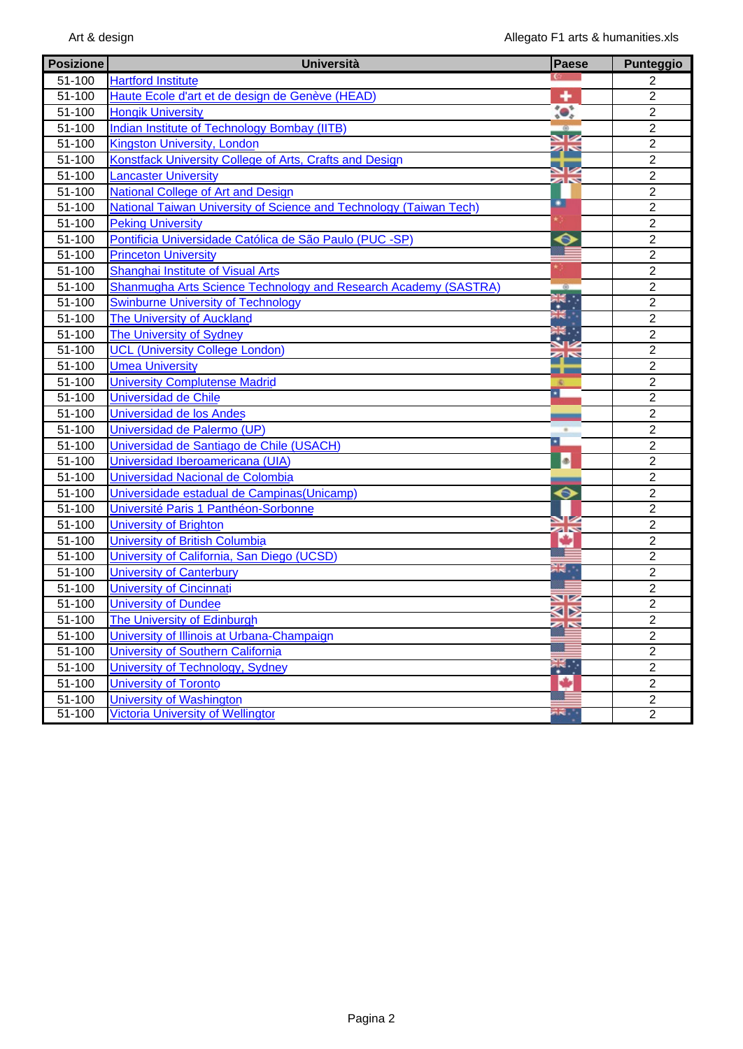| Posizione | Università | Paese | Punteggio |
|---|---|---|---|
| 51-100 | Hartford Institute | | 2 |
| 51-100 | Haute Ecole d'art et de design de Genève (HEAD) | | 2 |
| 51-100 | Hongik University | | 2 |
| 51-100 | Indian Institute of Technology Bombay (IITB) | | 2 |
| 51-100 | Kingston University, London | | 2 |
| 51-100 | Konstfack University College of Arts, Crafts and Design | | 2 |
| 51-100 | Lancaster University | | 2 |
| 51-100 | National College of Art and Design | | 2 |
| 51-100 | National Taiwan University of Science and Technology (Taiwan Tech) | | 2 |
| 51-100 | Peking University | | 2 |
| 51-100 | Pontificia Universidade Católica de São Paulo (PUC -SP) | | 2 |
| 51-100 | Princeton University | | 2 |
| 51-100 | Shanghai Institute of Visual Arts | | 2 |
| 51-100 | Shanmugha Arts Science Technology and Research Academy (SASTRA) | | 2 |
| 51-100 | Swinburne University of Technology | | 2 |
| 51-100 | The University of Auckland | | 2 |
| 51-100 | The University of Sydney | | 2 |
| 51-100 | UCL (University College London) | | 2 |
| 51-100 | Umea University | | 2 |
| 51-100 | University Complutense Madrid | | 2 |
| 51-100 | Universidad de Chile | | 2 |
| 51-100 | Universidad de los Andes | | 2 |
| 51-100 | Universidad de Palermo (UP) | | 2 |
| 51-100 | Universidad de Santiago de Chile (USACH) | | 2 |
| 51-100 | Universidad Iberoamericana (UIA) | | 2 |
| 51-100 | Universidad Nacional de Colombia | | 2 |
| 51-100 | Universidade estadual de Campinas(Unicamp) | | 2 |
| 51-100 | Université Paris 1 Panthéon-Sorbonne | | 2 |
| 51-100 | University of Brighton | | 2 |
| 51-100 | University of British Columbia | | 2 |
| 51-100 | University of California, San Diego (UCSD) | | 2 |
| 51-100 | University of Canterbury | | 2 |
| 51-100 | University of Cincinnati | | 2 |
| 51-100 | University of Dundee | | 2 |
| 51-100 | The University of Edinburgh | | 2 |
| 51-100 | University of Illinois at Urbana-Champaign | | 2 |
| 51-100 | University of Southern California | | 2 |
| 51-100 | University of Technology, Sydney | | 2 |
| 51-100 | University of Toronto | | 2 |
| 51-100 | University of Washington | | 2 |
| 51-100 | Victoria University of Wellingtor | | 2 |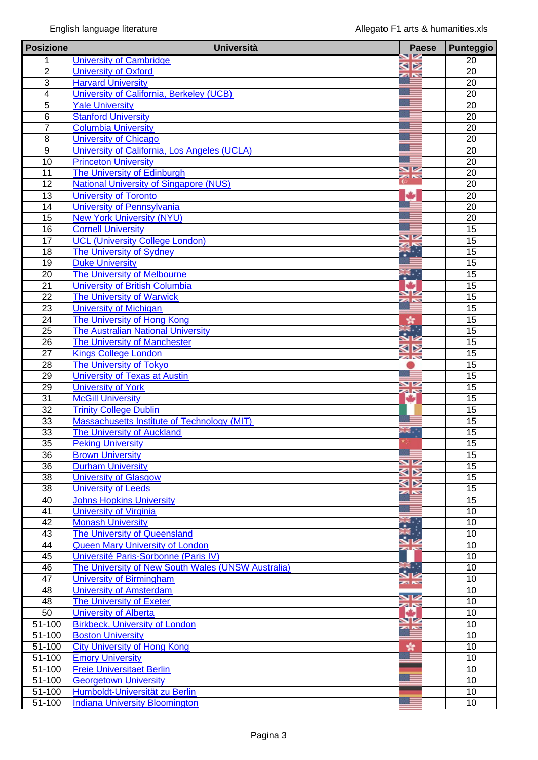English language literature

| Posizione | Università | Paese | Punteggio |
|---|---|---|---|
| 1 | University of Cambridge | | 20 |
| 2 | University of Oxford | | 20 |
| 3 | Harvard University | | 20 |
| 4 | University of California, Berkeley (UCB) | | 20 |
| 5 | Yale University | | 20 |
| 6 | Stanford University | | 20 |
| 7 | Columbia University | | 20 |
| 8 | University of Chicago | | 20 |
| 9 | University of California, Los Angeles (UCLA) | | 20 |
| 10 | Princeton University | | 20 |
| 11 | The University of Edinburgh | | 20 |
| 12 | National University of Singapore (NUS) | | 20 |
| 13 | University of Toronto | | 20 |
| 14 | University of Pennsylvania | | 20 |
| 15 | New York University (NYU) | | 20 |
| 16 | Cornell University | | 15 |
| 17 | UCL (University College London) | | 15 |
| 18 | The University of Sydney | | 15 |
| 19 | Duke University | | 15 |
| 20 | The University of Melbourne | | 15 |
| 21 | University of British Columbia | | 15 |
| 22 | The University of Warwick | | 15 |
| 23 | University of Michigan | | 15 |
| 24 | The University of Hong Kong | | 15 |
| 25 | The Australian National University | | 15 |
| 26 | The University of Manchester | | 15 |
| 27 | Kings College London | | 15 |
| 28 | The University of Tokyo | | 15 |
| 29 | University of Texas at Austin | | 15 |
| 29 | University of York | | 15 |
| 31 | McGill University | | 15 |
| 32 | Trinity College Dublin | | 15 |
| 33 | Massachusetts Institute of Technology (MIT) | | 15 |
| 33 | The University of Auckland | | 15 |
| 35 | Peking University | | 15 |
| 36 | Brown University | | 15 |
| 36 | Durham University | | 15 |
| 38 | University of Glasgow | | 15 |
| 38 | University of Leeds | | 15 |
| 40 | Johns Hopkins University | | 15 |
| 41 | University of Virginia | | 10 |
| 42 | Monash University | | 10 |
| 43 | The University of Queensland | | 10 |
| 44 | Queen Mary University of London | | 10 |
| 45 | Université Paris-Sorbonne (Paris IV) | | 10 |
| 46 | The University of New South Wales (UNSW Australia) | | 10 |
| 47 | University of Birmingham | | 10 |
| 48 | University of Amsterdam | | 10 |
| 48 | The University of Exeter | | 10 |
| 50 | University of Alberta | | 10 |
| 51-100 | Birkbeck, University of London | | 10 |
| 51-100 | Boston University | | 10 |
| 51-100 | City University of Hong Kong | | 10 |
| 51-100 | Emory University | | 10 |
| 51-100 | Freie Universitaet Berlin | | 10 |
| 51-100 | Georgetown University | | 10 |
| 51-100 | Humboldt-Universität zu Berlin | | 10 |
| 51-100 | Indiana University Bloomington | | 10 |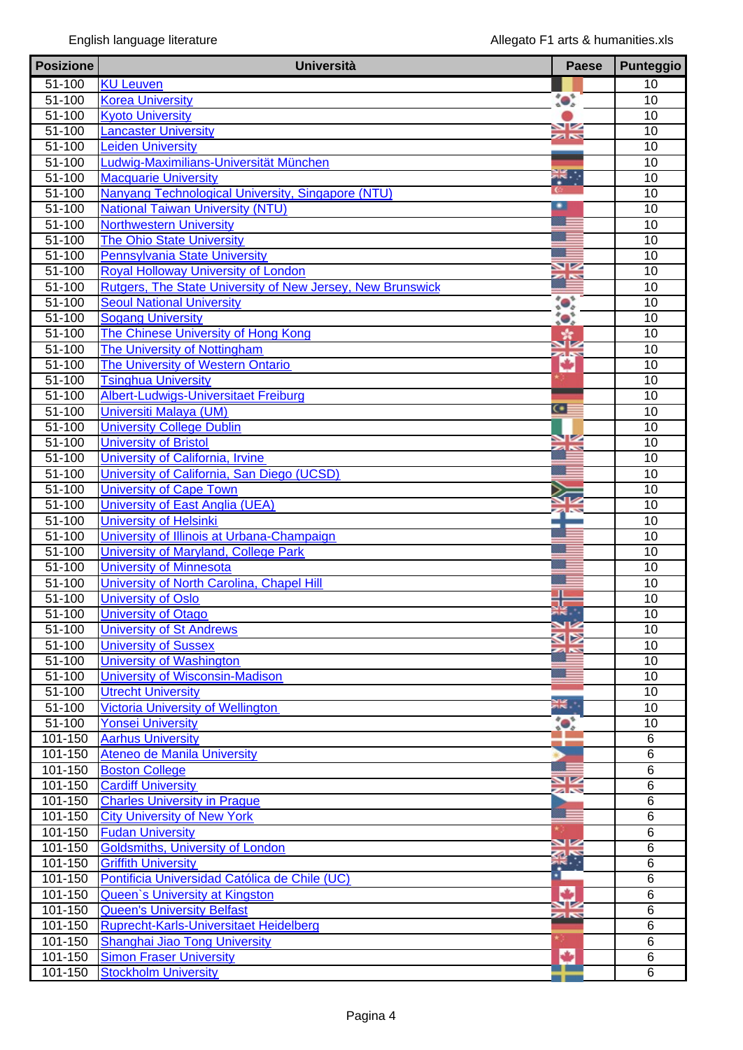| Posizione | Università | Paese | Punteggio |
|---|---|---|---|
| 51-100 | KU Leuven | | 10 |
| 51-100 | Korea University | | 10 |
| 51-100 | Kyoto University | | 10 |
| 51-100 | Lancaster University | | 10 |
| 51-100 | Leiden University | | 10 |
| 51-100 | Ludwig-Maximilians-Universität München | | 10 |
| 51-100 | Macquarie University | | 10 |
| 51-100 | Nanyang Technological University, Singapore (NTU) | | 10 |
| 51-100 | National Taiwan University (NTU) | | 10 |
| 51-100 | Northwestern University | | 10 |
| 51-100 | The Ohio State University | | 10 |
| 51-100 | Pennsylvania State University | | 10 |
| 51-100 | Royal Holloway University of London | | 10 |
| 51-100 | Rutgers, The State University of New Jersey, New Brunswick | | 10 |
| 51-100 | Seoul National University | | 10 |
| 51-100 | Sogang University | | 10 |
| 51-100 | The Chinese University of Hong Kong | | 10 |
| 51-100 | The University of Nottingham | | 10 |
| 51-100 | The University of Western Ontario | | 10 |
| 51-100 | Tsinghua University | | 10 |
| 51-100 | Albert-Ludwigs-Universitaet Freiburg | | 10 |
| 51-100 | Universiti Malaya (UM) | | 10 |
| 51-100 | University College Dublin | | 10 |
| 51-100 | University of Bristol | | 10 |
| 51-100 | University of California, Irvine | | 10 |
| 51-100 | University of California, San Diego (UCSD) | | 10 |
| 51-100 | University of Cape Town | | 10 |
| 51-100 | University of East Anglia (UEA) | | 10 |
| 51-100 | University of Helsinki | | 10 |
| 51-100 | University of Illinois at Urbana-Champaign | | 10 |
| 51-100 | University of Maryland, College Park | | 10 |
| 51-100 | University of Minnesota | | 10 |
| 51-100 | University of North Carolina, Chapel Hill | | 10 |
| 51-100 | University of Oslo | | 10 |
| 51-100 | University of Otago | | 10 |
| 51-100 | University of St Andrews | | 10 |
| 51-100 | University of Sussex | | 10 |
| 51-100 | University of Washington | | 10 |
| 51-100 | University of Wisconsin-Madison | | 10 |
| 51-100 | Utrecht University | | 10 |
| 51-100 | Victoria University of Wellington | | 10 |
| 51-100 | Yonsei University | | 10 |
| 101-150 | Aarhus University | | 6 |
| 101-150 | Ateneo de Manila University | | 6 |
| 101-150 | Boston College | | 6 |
| 101-150 | Cardiff University | | 6 |
| 101-150 | Charles University in Prague | | 6 |
| 101-150 | City University of New York | | 6 |
| 101-150 | Fudan University | | 6 |
| 101-150 | Goldsmiths, University of London | | 6 |
| 101-150 | Griffith University | | 6 |
| 101-150 | Pontificia Universidad Católica de Chile (UC) | | 6 |
| 101-150 | Queen`s University at Kingston | | 6 |
| 101-150 | Queen's University Belfast | | 6 |
| 101-150 | Ruprecht-Karls-Universitaet Heidelberg | | 6 |
| 101-150 | Shanghai Jiao Tong University | | 6 |
| 101-150 | Simon Fraser University | | 6 |
| 101-150 | Stockholm University | | 6 |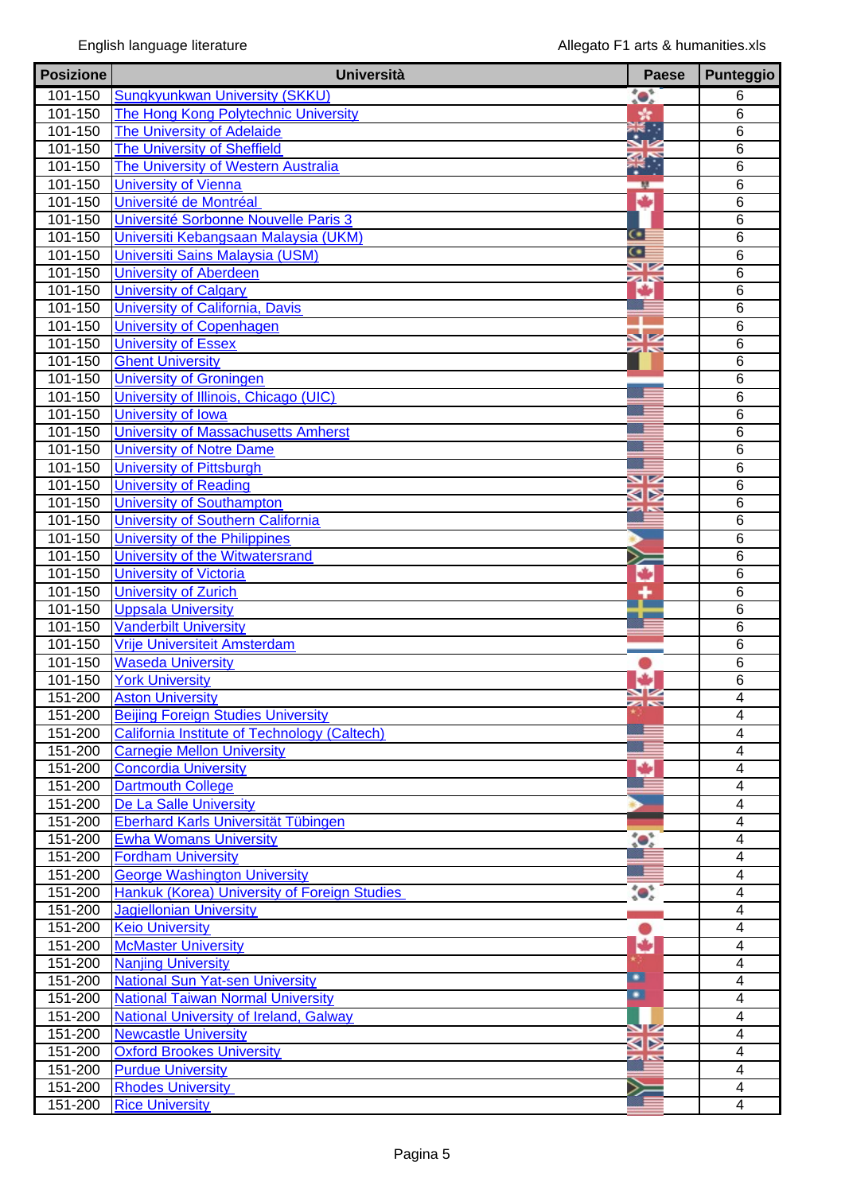| Posizione | Università | Paese | Punteggio |
|---|---|---|---|
| 101-150 | Sungkyunkwan University (SKKU) | | 6 |
| 101-150 | The Hong Kong Polytechnic University | | 6 |
| 101-150 | The University of Adelaide | | 6 |
| 101-150 | The University of Sheffield | | 6 |
| 101-150 | The University of Western Australia | | 6 |
| 101-150 | University of Vienna | | 6 |
| 101-150 | Université de Montréal | | 6 |
| 101-150 | Université Sorbonne Nouvelle Paris 3 | | 6 |
| 101-150 | Universiti Kebangsaan Malaysia (UKM) | | 6 |
| 101-150 | Universiti Sains Malaysia (USM) | | 6 |
| 101-150 | University of Aberdeen | | 6 |
| 101-150 | University of Calgary | | 6 |
| 101-150 | University of California, Davis | | 6 |
| 101-150 | University of Copenhagen | | 6 |
| 101-150 | University of Essex | | 6 |
| 101-150 | Ghent University | | 6 |
| 101-150 | University of Groningen | | 6 |
| 101-150 | University of Illinois, Chicago (UIC) | | 6 |
| 101-150 | University of Iowa | | 6 |
| 101-150 | University of Massachusetts Amherst | | 6 |
| 101-150 | University of Notre Dame | | 6 |
| 101-150 | University of Pittsburgh | | 6 |
| 101-150 | University of Reading | | 6 |
| 101-150 | University of Southampton | | 6 |
| 101-150 | University of Southern California | | 6 |
| 101-150 | University of the Philippines | | 6 |
| 101-150 | University of the Witwatersrand | | 6 |
| 101-150 | University of Victoria | | 6 |
| 101-150 | University of Zurich | | 6 |
| 101-150 | Uppsala University | | 6 |
| 101-150 | Vanderbilt University | | 6 |
| 101-150 | Vrije Universiteit Amsterdam | | 6 |
| 101-150 | Waseda University | | 6 |
| 101-150 | York University | | 6 |
| 151-200 | Aston University | | 4 |
| 151-200 | Beijing Foreign Studies University | | 4 |
| 151-200 | California Institute of Technology (Caltech) | | 4 |
| 151-200 | Carnegie Mellon University | | 4 |
| 151-200 | Concordia University | | 4 |
| 151-200 | Dartmouth College | | 4 |
| 151-200 | De La Salle University | | 4 |
| 151-200 | Eberhard Karls Universität Tübingen | | 4 |
| 151-200 | Ewha Womans University | | 4 |
| 151-200 | Fordham University | | 4 |
| 151-200 | George Washington University | | 4 |
| 151-200 | Hankuk (Korea) University of Foreign Studies | | 4 |
| 151-200 | Jagiellonian University | | 4 |
| 151-200 | Keio University | | 4 |
| 151-200 | McMaster University | | 4 |
| 151-200 | Nanjing University | | 4 |
| 151-200 | National Sun Yat-sen University | | 4 |
| 151-200 | National Taiwan Normal University | | 4 |
| 151-200 | National University of Ireland, Galway | | 4 |
| 151-200 | Newcastle University | | 4 |
| 151-200 | Oxford Brookes University | | 4 |
| 151-200 | Purdue University | | 4 |
| 151-200 | Rhodes University | | 4 |
| 151-200 | Rice University | | 4 |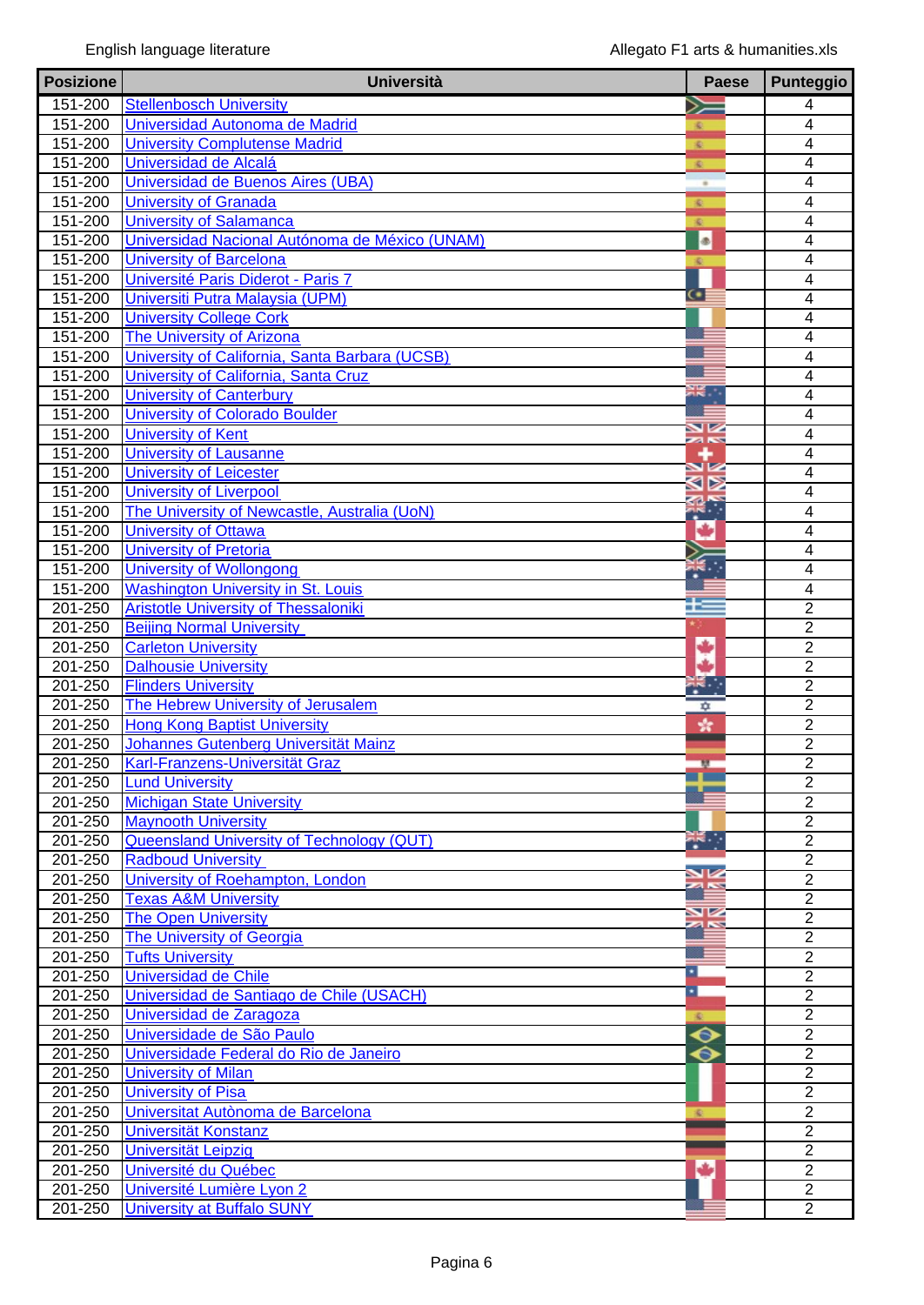| Posizione | Università | Paese | Punteggio |
|---|---|---|---|
| 151-200 | Stellenbosch University | | 4 |
| 151-200 | Universidad Autonoma de Madrid | | 4 |
| 151-200 | University Complutense Madrid | | 4 |
| 151-200 | Universidad de Alcalá | | 4 |
| 151-200 | Universidad de Buenos Aires (UBA) | | 4 |
| 151-200 | University of Granada | | 4 |
| 151-200 | University of Salamanca | | 4 |
| 151-200 | Universidad Nacional Autónoma de México (UNAM) | | 4 |
| 151-200 | University of Barcelona | | 4 |
| 151-200 | Université Paris Diderot - Paris 7 | | 4 |
| 151-200 | Universiti Putra Malaysia (UPM) | | 4 |
| 151-200 | University College Cork | | 4 |
| 151-200 | The University of Arizona | | 4 |
| 151-200 | University of California, Santa Barbara (UCSB) | | 4 |
| 151-200 | University of California, Santa Cruz | | 4 |
| 151-200 | University of Canterbury | | 4 |
| 151-200 | University of Colorado Boulder | | 4 |
| 151-200 | University of Kent | | 4 |
| 151-200 | University of Lausanne | | 4 |
| 151-200 | University of Leicester | | 4 |
| 151-200 | University of Liverpool | | 4 |
| 151-200 | The University of Newcastle, Australia (UoN) | | 4 |
| 151-200 | University of Ottawa | | 4 |
| 151-200 | University of Pretoria | | 4 |
| 151-200 | University of Wollongong | | 4 |
| 151-200 | Washington University in St. Louis | | 4 |
| 201-250 | Aristotle University of Thessaloniki | | 2 |
| 201-250 | Beijing Normal University | | 2 |
| 201-250 | Carleton University | | 2 |
| 201-250 | Dalhousie University | | 2 |
| 201-250 | Flinders University | | 2 |
| 201-250 | The Hebrew University of Jerusalem | | 2 |
| 201-250 | Hong Kong Baptist University | | 2 |
| 201-250 | Johannes Gutenberg Universität Mainz | | 2 |
| 201-250 | Karl-Franzens-Universität Graz | | 2 |
| 201-250 | Lund University | | 2 |
| 201-250 | Michigan State University | | 2 |
| 201-250 | Maynooth University | | 2 |
| 201-250 | Queensland University of Technology (QUT) | | 2 |
| 201-250 | Radboud University | | 2 |
| 201-250 | University of Roehampton, London | | 2 |
| 201-250 | Texas A&M University | | 2 |
| 201-250 | The Open University | | 2 |
| 201-250 | The University of Georgia | | 2 |
| 201-250 | Tufts University | | 2 |
| 201-250 | Universidad de Chile | | 2 |
| 201-250 | Universidad de Santiago de Chile (USACH) | | 2 |
| 201-250 | Universidad de Zaragoza | | 2 |
| 201-250 | Universidade de São Paulo | | 2 |
| 201-250 | Universidade Federal do Rio de Janeiro | | 2 |
| 201-250 | University of Milan | | 2 |
| 201-250 | University of Pisa | | 2 |
| 201-250 | Universitat Autònoma de Barcelona | | 2 |
| 201-250 | Universität Konstanz | | 2 |
| 201-250 | Universität Leipzig | | 2 |
| 201-250 | Université du Québec | | 2 |
| 201-250 | Université Lumière Lyon 2 | | 2 |
| 201-250 | University at Buffalo SUNY | | 2 |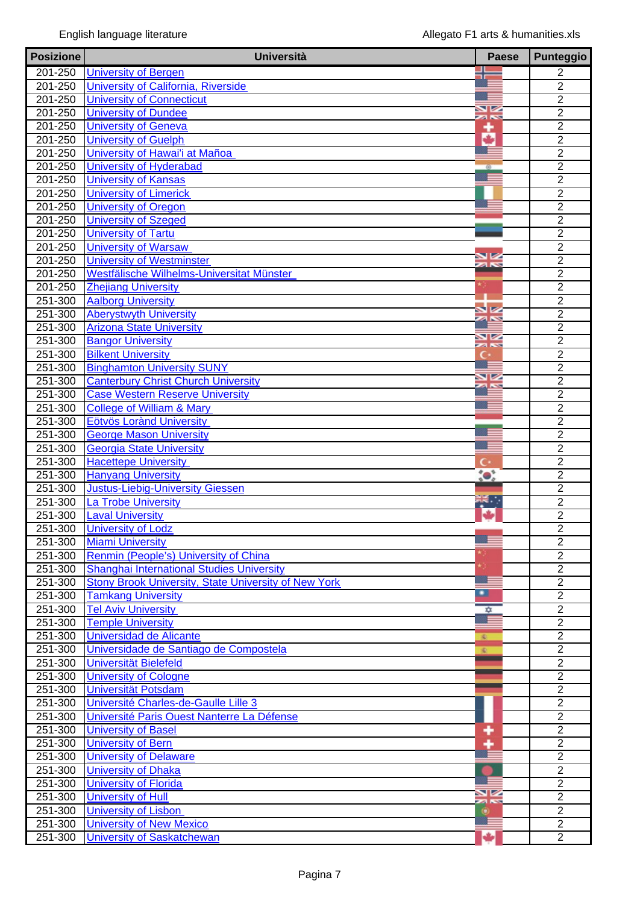| Posizione | Università | Paese | Punteggio |
|---|---|---|---|
| 201-250 | University of Bergen | | 2 |
| 201-250 | University of California, Riverside | | 2 |
| 201-250 | University of Connecticut | | 2 |
| 201-250 | University of Dundee | | 2 |
| 201-250 | University of Geneva | | 2 |
| 201-250 | University of Guelph | | 2 |
| 201-250 | University of Hawai'i at Mañoa | | 2 |
| 201-250 | University of Hyderabad | | 2 |
| 201-250 | University of Kansas | | 2 |
| 201-250 | University of Limerick | | 2 |
| 201-250 | University of Oregon | | 2 |
| 201-250 | University of Szeged | | 2 |
| 201-250 | University of Tartu | | 2 |
| 201-250 | University of Warsaw | | 2 |
| 201-250 | University of Westminster | | 2 |
| 201-250 | Westfälische Wilhelms-Universitat Münster | | 2 |
| 201-250 | Zhejiang University | | 2 |
| 251-300 | Aalborg University | | 2 |
| 251-300 | Aberystwyth University | | 2 |
| 251-300 | Arizona State University | | 2 |
| 251-300 | Bangor University | | 2 |
| 251-300 | Bilkent University | | 2 |
| 251-300 | Binghamton University SUNY | | 2 |
| 251-300 | Canterbury Christ Church University | | 2 |
| 251-300 | Case Western Reserve University | | 2 |
| 251-300 | College of William & Mary | | 2 |
| 251-300 | Eötvös Lorànd University | | 2 |
| 251-300 | George Mason University | | 2 |
| 251-300 | Georgia State University | | 2 |
| 251-300 | Hacettepe University | | 2 |
| 251-300 | Hanyang University | | 2 |
| 251-300 | Justus-Liebig-University Giessen | | 2 |
| 251-300 | La Trobe University | | 2 |
| 251-300 | Laval University | | 2 |
| 251-300 | University of Lodz | | 2 |
| 251-300 | Miami University | | 2 |
| 251-300 | Renmin (People's) University of China | | 2 |
| 251-300 | Shanghai International Studies University | | 2 |
| 251-300 | Stony Brook University, State University of New York | | 2 |
| 251-300 | Tamkang University | | 2 |
| 251-300 | Tel Aviv University | | 2 |
| 251-300 | Temple University | | 2 |
| 251-300 | Universidad de Alicante | | 2 |
| 251-300 | Universidade de Santiago de Compostela | | 2 |
| 251-300 | Universität Bielefeld | | 2 |
| 251-300 | University of Cologne | | 2 |
| 251-300 | Universität Potsdam | | 2 |
| 251-300 | Université Charles-de-Gaulle Lille 3 | | 2 |
| 251-300 | Université Paris Ouest Nanterre La Défense | | 2 |
| 251-300 | University of Basel | | 2 |
| 251-300 | University of Bern | | 2 |
| 251-300 | University of Delaware | | 2 |
| 251-300 | University of Dhaka | | 2 |
| 251-300 | University of Florida | | 2 |
| 251-300 | University of Hull | | 2 |
| 251-300 | University of Lisbon | | 2 |
| 251-300 | University of New Mexico | | 2 |
| 251-300 | University of Saskatchewan | | 2 |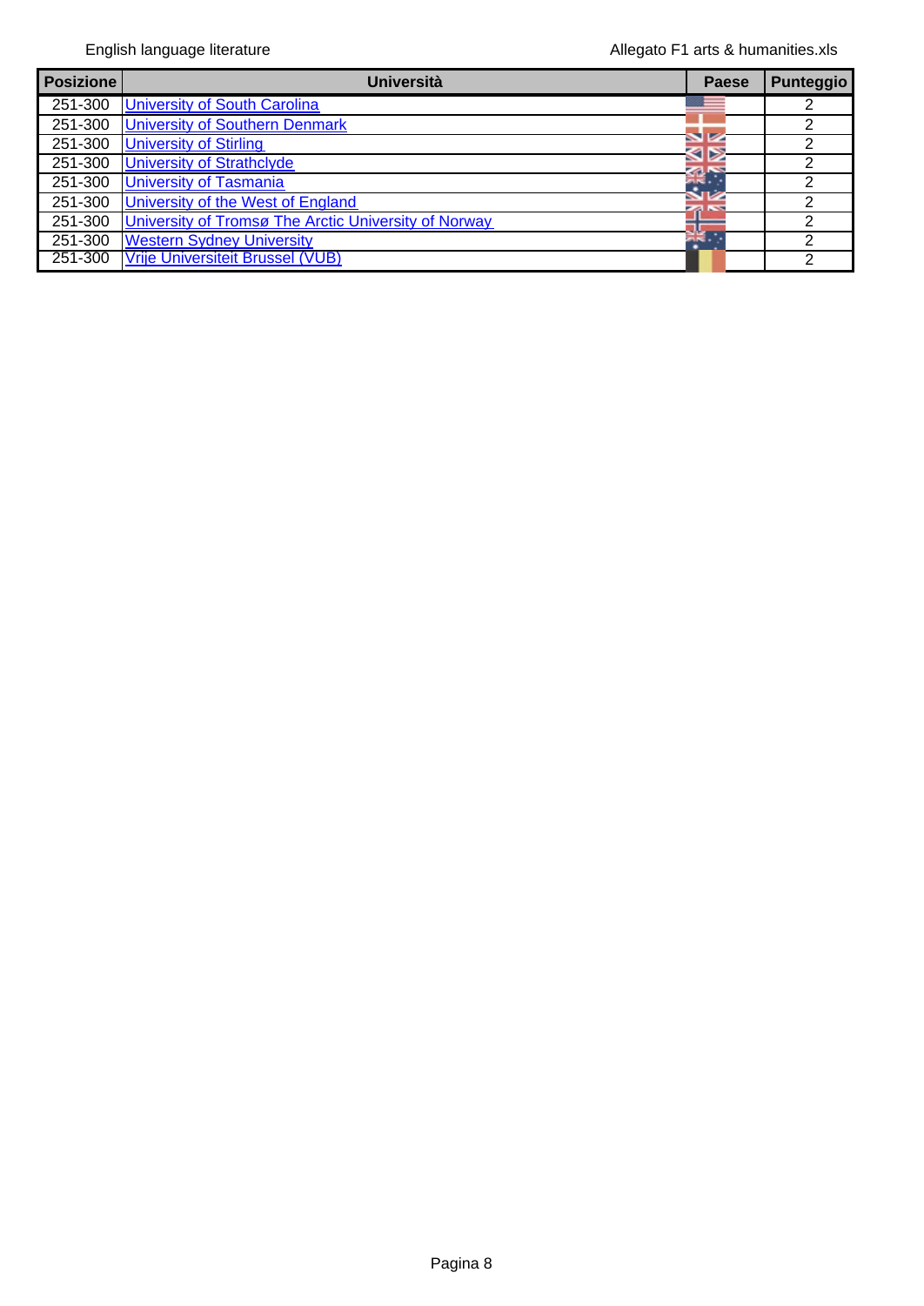| Posizione | Università | Paese | Punteggio |
| --- | --- | --- | --- |
| 251-300 | University of South Carolina | | 2 |
| 251-300 | University of Southern Denmark | | 2 |
| 251-300 | University of Stirling | | 2 |
| 251-300 | University of Strathclyde | | 2 |
| 251-300 | University of Tasmania | | 2 |
| 251-300 | University of the West of England | | 2 |
| 251-300 | University of Tromsø The Arctic University of Norway | | 2 |
| 251-300 | Western Sydney University | | 2 |
| 251-300 | Vrije Universiteit Brussel (VUB) | | 2 |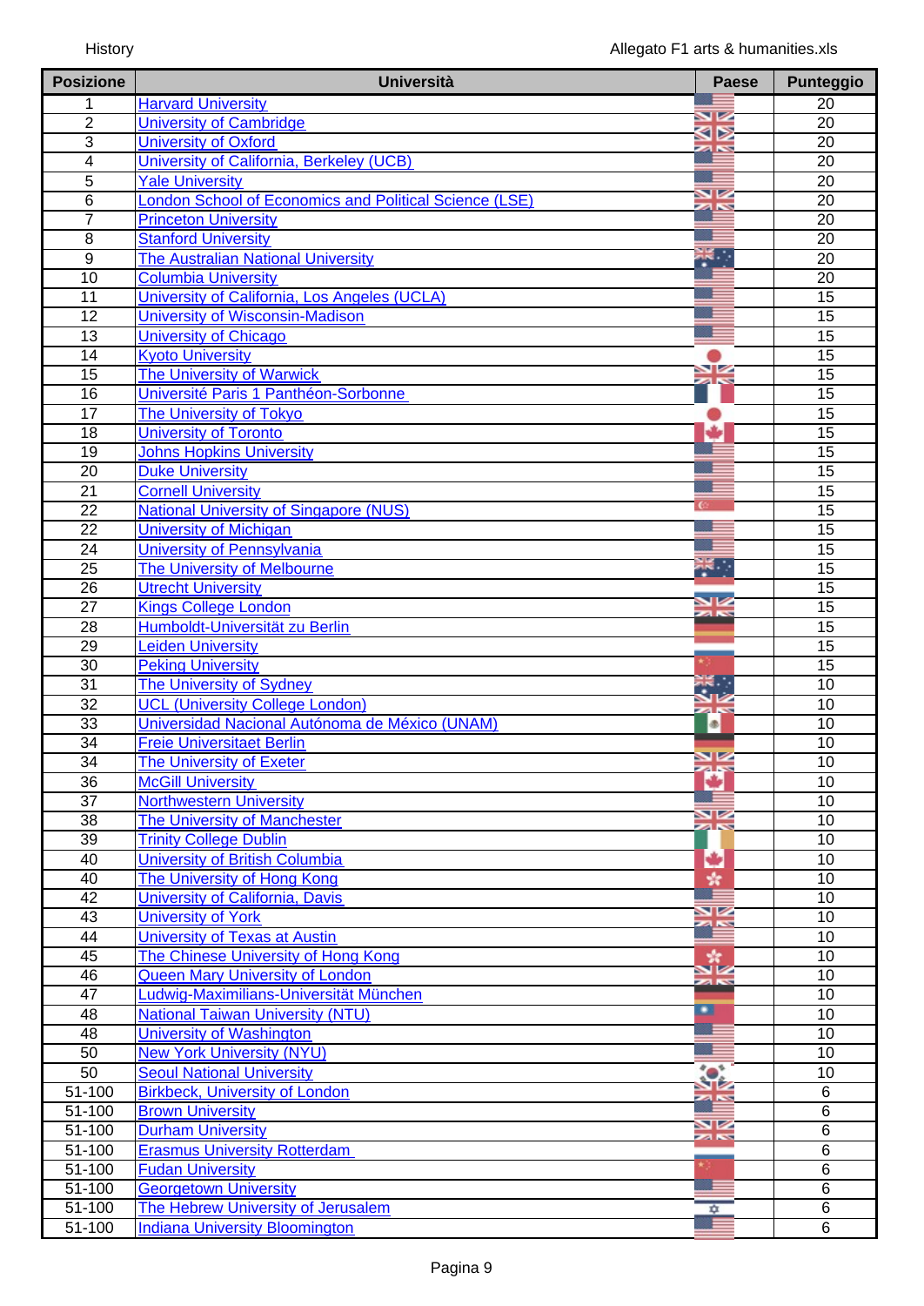# History

| Posizione | Università | Paese | Punteggio |
|---|---|---|---|
| 1 | Harvard University | | 20 |
| 2 | University of Cambridge | | 20 |
| 3 | University of Oxford | | 20 |
| 4 | University of California, Berkeley (UCB) | | 20 |
| 5 | Yale University | | 20 |
| 6 | London School of Economics and Political Science (LSE) | | 20 |
| 7 | Princeton University | | 20 |
| 8 | Stanford University | | 20 |
| 9 | The Australian National University | | 20 |
| 10 | Columbia University | | 20 |
| 11 | University of California, Los Angeles (UCLA) | | 15 |
| 12 | University of Wisconsin-Madison | | 15 |
| 13 | University of Chicago | | 15 |
| 14 | Kyoto University | | 15 |
| 15 | The University of Warwick | | 15 |
| 16 | Université Paris 1 Panthéon-Sorbonne | | 15 |
| 17 | The University of Tokyo | | 15 |
| 18 | University of Toronto | | 15 |
| 19 | Johns Hopkins University | | 15 |
| 20 | Duke University | | 15 |
| 21 | Cornell University | | 15 |
| 22 | National University of Singapore (NUS) | | 15 |
| 22 | University of Michigan | | 15 |
| 24 | University of Pennsylvania | | 15 |
| 25 | The University of Melbourne | | 15 |
| 26 | Utrecht University | | 15 |
| 27 | Kings College London | | 15 |
| 28 | Humboldt-Universität zu Berlin | | 15 |
| 29 | Leiden University | | 15 |
| 30 | Peking University | | 15 |
| 31 | The University of Sydney | | 10 |
| 32 | UCL (University College London) | | 10 |
| 33 | Universidad Nacional Autónoma de México (UNAM) | | 10 |
| 34 | Freie Universitaet Berlin | | 10 |
| 34 | The University of Exeter | | 10 |
| 36 | McGill University | | 10 |
| 37 | Northwestern University | | 10 |
| 38 | The University of Manchester | | 10 |
| 39 | Trinity College Dublin | | 10 |
| 40 | University of British Columbia | | 10 |
| 40 | The University of Hong Kong | | 10 |
| 42 | University of California, Davis | | 10 |
| 43 | University of York | | 10 |
| 44 | University of Texas at Austin | | 10 |
| 45 | The Chinese University of Hong Kong | | 10 |
| 46 | Queen Mary University of London | | 10 |
| 47 | Ludwig-Maximilians-Universität München | | 10 |
| 48 | National Taiwan University (NTU) | | 10 |
| 48 | University of Washington | | 10 |
| 50 | New York University (NYU) | | 10 |
| 50 | Seoul National University | | 10 |
| 51-100 | Birkbeck, University of London | | 6 |
| 51-100 | Brown University | | 6 |
| 51-100 | Durham University | | 6 |
| 51-100 | Erasmus University Rotterdam | | 6 |
| 51-100 | Fudan University | | 6 |
| 51-100 | Georgetown University | | 6 |
| 51-100 | The Hebrew University of Jerusalem | | 6 |
| 51-100 | Indiana University Bloomington | | 6 |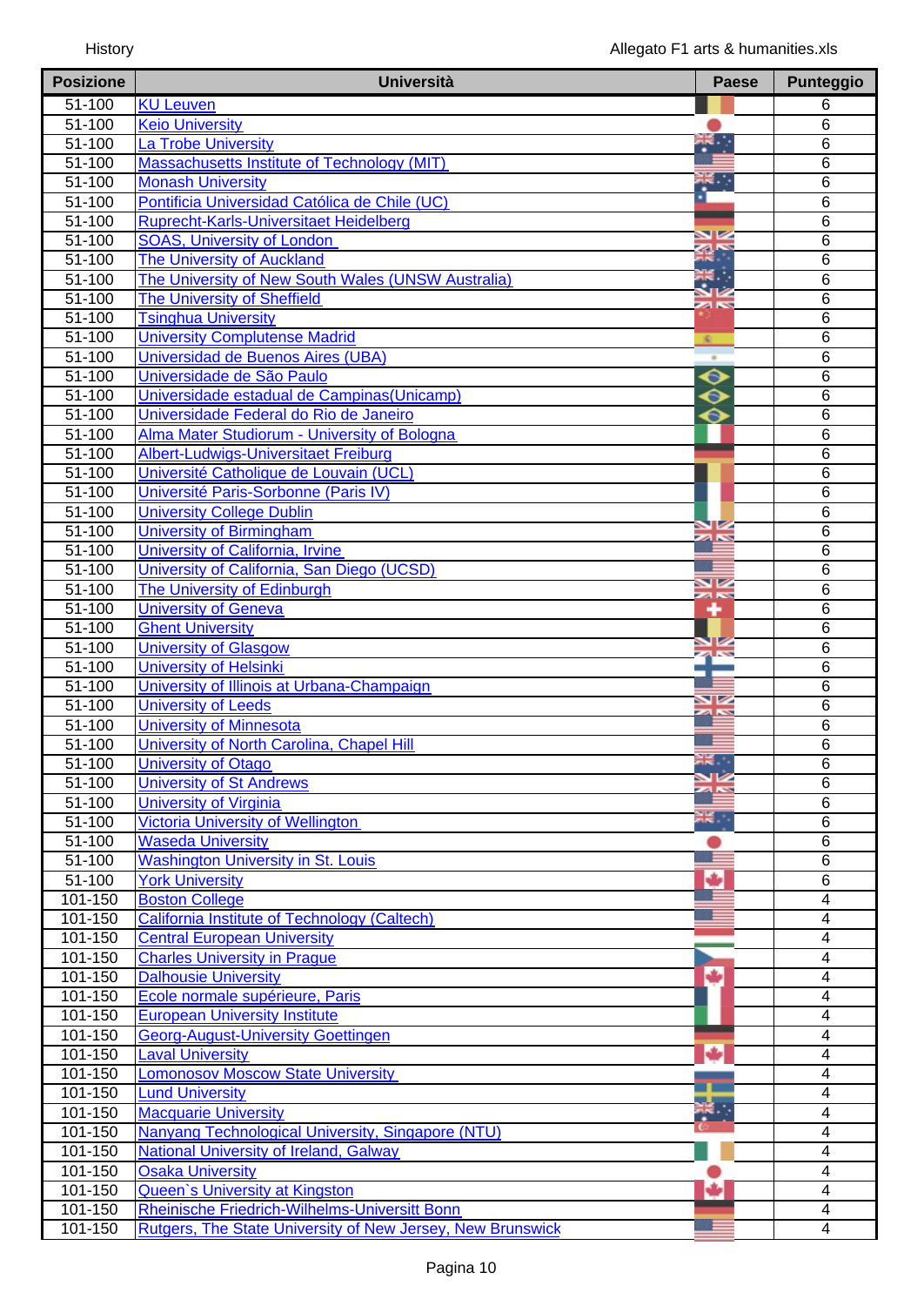| Posizione | Università | Paese | Punteggio |
|---|---|---|---|
| 51-100 | KU Leuven | | 6 |
| 51-100 | Keio University | | 6 |
| 51-100 | La Trobe University | | 6 |
| 51-100 | Massachusetts Institute of Technology (MIT) | | 6 |
| 51-100 | Monash University | | 6 |
| 51-100 | Pontificia Universidad Católica de Chile (UC) | | 6 |
| 51-100 | Ruprecht-Karls-Universitaet Heidelberg | | 6 |
| 51-100 | SOAS, University of London | | 6 |
| 51-100 | The University of Auckland | | 6 |
| 51-100 | The University of New South Wales (UNSW Australia) | | 6 |
| 51-100 | The University of Sheffield | | 6 |
| 51-100 | Tsinghua University | | 6 |
| 51-100 | University Complutense Madrid | | 6 |
| 51-100 | Universidad de Buenos Aires (UBA) | | 6 |
| 51-100 | Universidade de São Paulo | | 6 |
| 51-100 | Universidade estadual de Campinas(Unicamp) | | 6 |
| 51-100 | Universidade Federal do Rio de Janeiro | | 6 |
| 51-100 | Alma Mater Studiorum - University of Bologna | | 6 |
| 51-100 | Albert-Ludwigs-Universitaet Freiburg | | 6 |
| 51-100 | Université Catholique de Louvain (UCL) | | 6 |
| 51-100 | Université Paris-Sorbonne (Paris IV) | | 6 |
| 51-100 | University College Dublin | | 6 |
| 51-100 | University of Birmingham | | 6 |
| 51-100 | University of California, Irvine | | 6 |
| 51-100 | University of California, San Diego (UCSD) | | 6 |
| 51-100 | The University of Edinburgh | | 6 |
| 51-100 | University of Geneva | | 6 |
| 51-100 | Ghent University | | 6 |
| 51-100 | University of Glasgow | | 6 |
| 51-100 | University of Helsinki | | 6 |
| 51-100 | University of Illinois at Urbana-Champaign | | 6 |
| 51-100 | University of Leeds | | 6 |
| 51-100 | University of Minnesota | | 6 |
| 51-100 | University of North Carolina, Chapel Hill | | 6 |
| 51-100 | University of Otago | | 6 |
| 51-100 | University of St Andrews | | 6 |
| 51-100 | University of Virginia | | 6 |
| 51-100 | Victoria University of Wellington | | 6 |
| 51-100 | Waseda University | | 6 |
| 51-100 | Washington University in St. Louis | | 6 |
| 51-100 | York University | | 6 |
| 101-150 | Boston College | | 4 |
| 101-150 | California Institute of Technology (Caltech) | | 4 |
| 101-150 | Central European University | | 4 |
| 101-150 | Charles University in Prague | | 4 |
| 101-150 | Dalhousie University | | 4 |
| 101-150 | Ecole normale supérieure, Paris | | 4 |
| 101-150 | European University Institute | | 4 |
| 101-150 | Georg-August-University Goettingen | | 4 |
| 101-150 | Laval University | | 4 |
| 101-150 | Lomonosov Moscow State University | | 4 |
| 101-150 | Lund University | | 4 |
| 101-150 | Macquarie University | | 4 |
| 101-150 | Nanyang Technological University, Singapore (NTU) | | 4 |
| 101-150 | National University of Ireland, Galway | | 4 |
| 101-150 | Osaka University | | 4 |
| 101-150 | Queen`s University at Kingston | | 4 |
| 101-150 | Rheinische Friedrich-Wilhelms-Universitt Bonn | | 4 |
| 101-150 | Rutgers, The State University of New Jersey, New Brunswick | | 4 |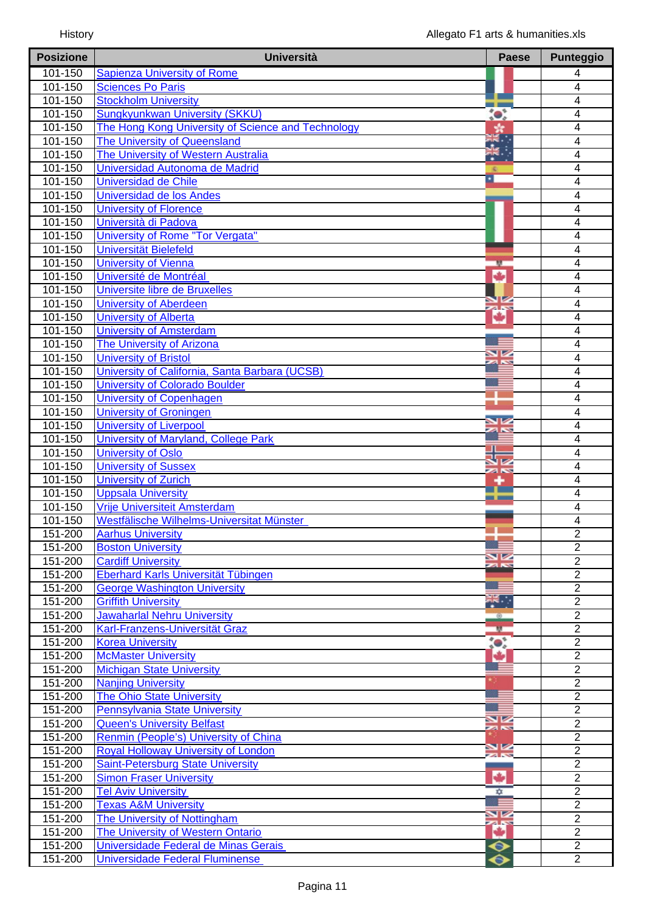| Posizione | Università | Paese | Punteggio |
|---|---|---|---|
| 101-150 | Sapienza University of Rome | | 4 |
| 101-150 | Sciences Po Paris | | 4 |
| 101-150 | Stockholm University | | 4 |
| 101-150 | Sungkyunkwan University (SKKU) | | 4 |
| 101-150 | The Hong Kong University of Science and Technology | | 4 |
| 101-150 | The University of Queensland | | 4 |
| 101-150 | The University of Western Australia | | 4 |
| 101-150 | Universidad Autonoma de Madrid | | 4 |
| 101-150 | Universidad de Chile | | 4 |
| 101-150 | Universidad de los Andes | | 4 |
| 101-150 | University of Florence | | 4 |
| 101-150 | Università di Padova | | 4 |
| 101-150 | University of Rome "Tor Vergata" | | 4 |
| 101-150 | Universität Bielefeld | | 4 |
| 101-150 | University of Vienna | | 4 |
| 101-150 | Université de Montréal | | 4 |
| 101-150 | Universite libre de Bruxelles | | 4 |
| 101-150 | University of Aberdeen | | 4 |
| 101-150 | University of Alberta | | 4 |
| 101-150 | University of Amsterdam | | 4 |
| 101-150 | The University of Arizona | | 4 |
| 101-150 | University of Bristol | | 4 |
| 101-150 | University of California, Santa Barbara (UCSB) | | 4 |
| 101-150 | University of Colorado Boulder | | 4 |
| 101-150 | University of Copenhagen | | 4 |
| 101-150 | University of Groningen | | 4 |
| 101-150 | University of Liverpool | | 4 |
| 101-150 | University of Maryland, College Park | | 4 |
| 101-150 | University of Oslo | | 4 |
| 101-150 | University of Sussex | | 4 |
| 101-150 | University of Zurich | | 4 |
| 101-150 | Uppsala University | | 4 |
| 101-150 | Vrije Universiteit Amsterdam | | 4 |
| 101-150 | Westfälische Wilhelms-Universitat Münster | | 4 |
| 151-200 | Aarhus University | | 2 |
| 151-200 | Boston University | | 2 |
| 151-200 | Cardiff University | | 2 |
| 151-200 | Eberhard Karls Universität Tübingen | | 2 |
| 151-200 | George Washington University | | 2 |
| 151-200 | Griffith University | | 2 |
| 151-200 | Jawaharlal Nehru University | | 2 |
| 151-200 | Karl-Franzens-Universität Graz | | 2 |
| 151-200 | Korea University | | 2 |
| 151-200 | McMaster University | | 2 |
| 151-200 | Michigan State University | | 2 |
| 151-200 | Nanjing University | | 2 |
| 151-200 | The Ohio State University | | 2 |
| 151-200 | Pennsylvania State University | | 2 |
| 151-200 | Queen's University Belfast | | 2 |
| 151-200 | Renmin (People's) University of China | | 2 |
| 151-200 | Royal Holloway University of London | | 2 |
| 151-200 | Saint-Petersburg State University | | 2 |
| 151-200 | Simon Fraser University | | 2 |
| 151-200 | Tel Aviv University | | 2 |
| 151-200 | Texas A&M University | | 2 |
| 151-200 | The University of Nottingham | | 2 |
| 151-200 | The University of Western Ontario | | 2 |
| 151-200 | Universidade Federal de Minas Gerais | | 2 |
| 151-200 | Universidade Federal Fluminense | | 2 |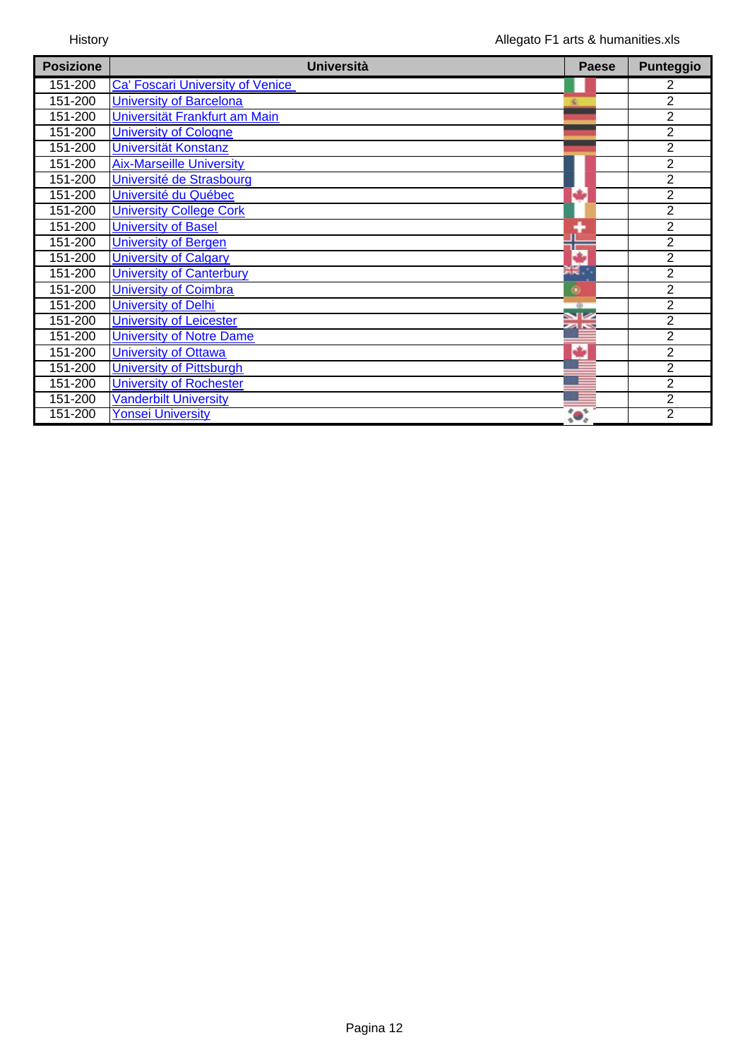| Posizione | Università | Paese | Punteggio |
| --- | --- | --- | --- |
| 151-200 | Ca' Foscari University of Venice | | 2 |
| 151-200 | University of Barcelona | | 2 |
| 151-200 | Universität Frankfurt am Main | | 2 |
| 151-200 | University of Cologne | | 2 |
| 151-200 | Universität Konstanz | | 2 |
| 151-200 | Aix-Marseille University | | 2 |
| 151-200 | Université de Strasbourg | | 2 |
| 151-200 | Université du Québec | | 2 |
| 151-200 | University College Cork | | 2 |
| 151-200 | University of Basel | | 2 |
| 151-200 | University of Bergen | | 2 |
| 151-200 | University of Calgary | | 2 |
| 151-200 | University of Canterbury | | 2 |
| 151-200 | University of Coimbra | | 2 |
| 151-200 | University of Delhi | | 2 |
| 151-200 | University of Leicester | | 2 |
| 151-200 | University of Notre Dame | | 2 |
| 151-200 | University of Ottawa | | 2 |
| 151-200 | University of Pittsburgh | | 2 |
| 151-200 | University of Rochester | | 2 |
| 151-200 | Vanderbilt University | | 2 |
| 151-200 | Yonsei University | | 2 |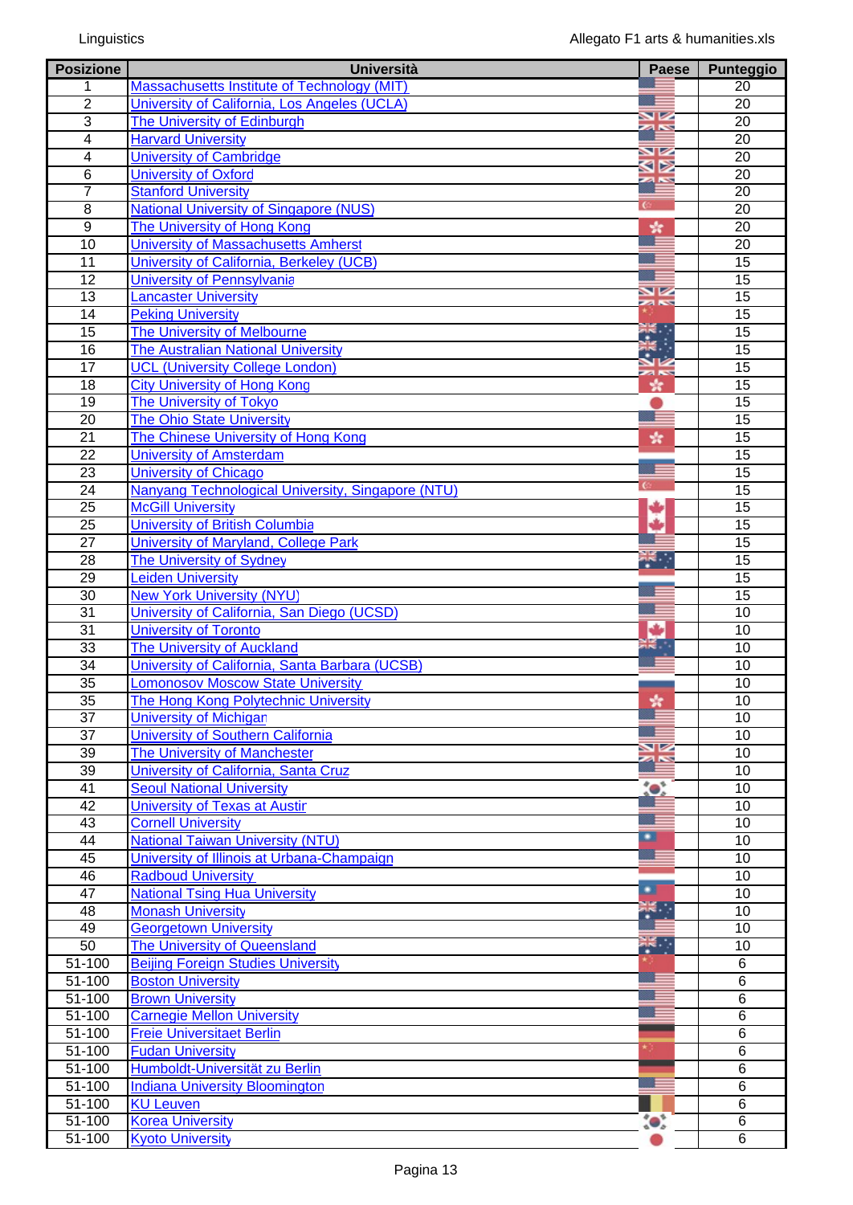| Posizione | Università | Paese | Punteggio |
|---|---|---|---|
| 1 | Massachusetts Institute of Technology (MIT) | | 20 |
| 2 | University of California, Los Angeles (UCLA) | | 20 |
| 3 | The University of Edinburgh | | 20 |
| 4 | Harvard University | | 20 |
| 4 | University of Cambridge | | 20 |
| 6 | University of Oxford | | 20 |
| 7 | Stanford University | | 20 |
| 8 | National University of Singapore (NUS) | | 20 |
| 9 | The University of Hong Kong | | 20 |
| 10 | University of Massachusetts Amherst | | 20 |
| 11 | University of California, Berkeley (UCB) | | 15 |
| 12 | University of Pennsylvania | | 15 |
| 13 | Lancaster University | | 15 |
| 14 | Peking University | | 15 |
| 15 | The University of Melbourne | | 15 |
| 16 | The Australian National University | | 15 |
| 17 | UCL (University College London) | | 15 |
| 18 | City University of Hong Kong | | 15 |
| 19 | The University of Tokyo | | 15 |
| 20 | The Ohio State University | | 15 |
| 21 | The Chinese University of Hong Kong | | 15 |
| 22 | University of Amsterdam | | 15 |
| 23 | University of Chicago | | 15 |
| 24 | Nanyang Technological University, Singapore (NTU) | | 15 |
| 25 | McGill University | | 15 |
| 25 | University of British Columbia | | 15 |
| 27 | University of Maryland, College Park | | 15 |
| 28 | The University of Sydney | | 15 |
| 29 | Leiden University | | 15 |
| 30 | New York University (NYU) | | 15 |
| 31 | University of California, San Diego (UCSD) | | 10 |
| 31 | University of Toronto | | 10 |
| 33 | The University of Auckland | | 10 |
| 34 | University of California, Santa Barbara (UCSB) | | 10 |
| 35 | Lomonosov Moscow State University | | 10 |
| 35 | The Hong Kong Polytechnic University | | 10 |
| 37 | University of Michigan | | 10 |
| 37 | University of Southern California | | 10 |
| 39 | The University of Manchester | | 10 |
| 39 | University of California, Santa Cruz | | 10 |
| 41 | Seoul National University | | 10 |
| 42 | University of Texas at Austin | | 10 |
| 43 | Cornell University | | 10 |
| 44 | National Taiwan University (NTU) | | 10 |
| 45 | University of Illinois at Urbana-Champaign | | 10 |
| 46 | Radboud University | | 10 |
| 47 | National Tsing Hua University | | 10 |
| 48 | Monash University | | 10 |
| 49 | Georgetown University | | 10 |
| 50 | The University of Queensland | | 10 |
| 51-100 | Beijing Foreign Studies University | | 6 |
| 51-100 | Boston University | | 6 |
| 51-100 | Brown University | | 6 |
| 51-100 | Carnegie Mellon University | | 6 |
| 51-100 | Freie Universitaet Berlin | | 6 |
| 51-100 | Fudan University | | 6 |
| 51-100 | Humboldt-Universität zu Berlin | | 6 |
| 51-100 | Indiana University Bloomington | | 6 |
| 51-100 | KU Leuven | | 6 |
| 51-100 | Korea University | | 6 |
| 51-100 | Kyoto University | | 6 |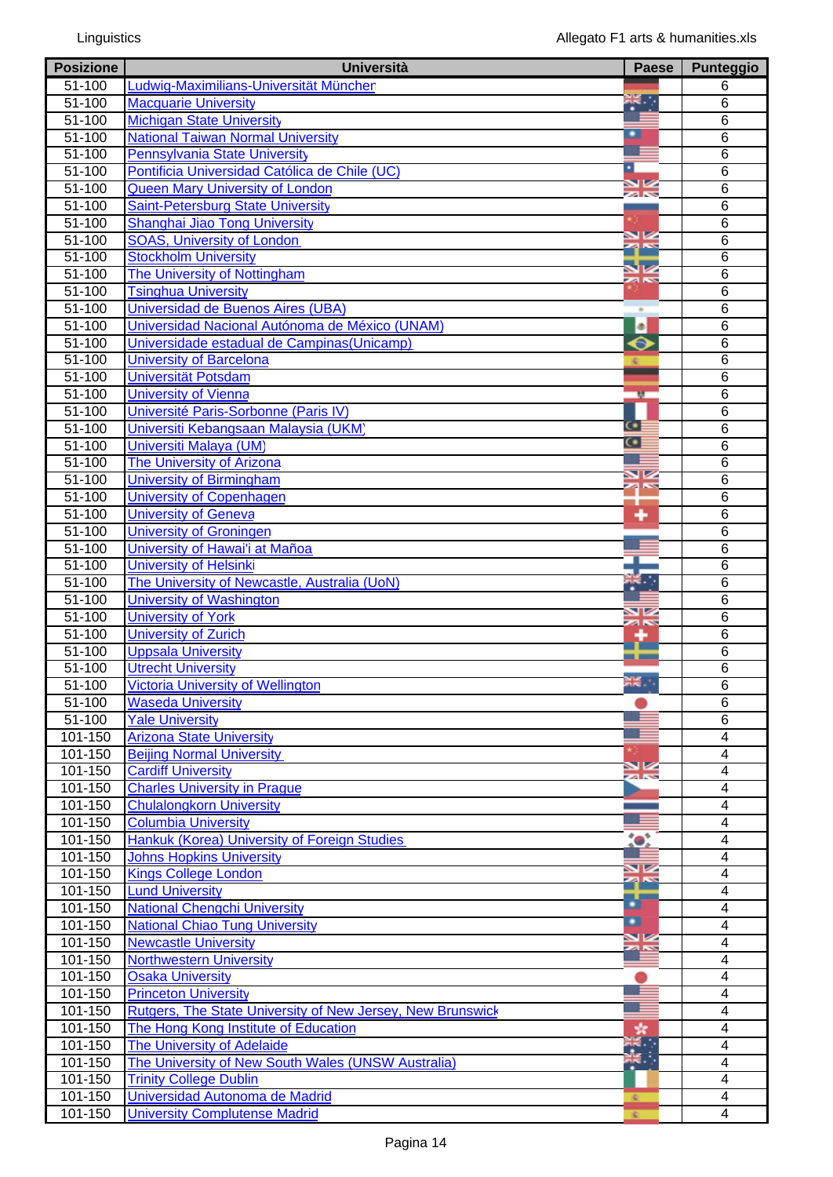| Posizione | Università | Paese | Punteggio |
|---|---|---|---|
| 51-100 | Ludwig-Maximilians-Universität Müncher | | 6 |
| 51-100 | Macquarie University | | 6 |
| 51-100 | Michigan State University | | 6 |
| 51-100 | National Taiwan Normal University | | 6 |
| 51-100 | Pennsylvania State University | | 6 |
| 51-100 | Pontificia Universidad Católica de Chile (UC) | | 6 |
| 51-100 | Queen Mary University of London | | 6 |
| 51-100 | Saint-Petersburg State University | | 6 |
| 51-100 | Shanghai Jiao Tong University | | 6 |
| 51-100 | SOAS, University of London | | 6 |
| 51-100 | Stockholm University | | 6 |
| 51-100 | The University of Nottingham | | 6 |
| 51-100 | Tsinghua University | | 6 |
| 51-100 | Universidad de Buenos Aires (UBA) | | 6 |
| 51-100 | Universidad Nacional Autónoma de México (UNAM) | | 6 |
| 51-100 | Universidade estadual de Campinas(Unicamp) | | 6 |
| 51-100 | University of Barcelona | | 6 |
| 51-100 | Universität Potsdam | | 6 |
| 51-100 | University of Vienna | | 6 |
| 51-100 | Université Paris-Sorbonne (Paris IV) | | 6 |
| 51-100 | Universiti Kebangsaan Malaysia (UKM) | | 6 |
| 51-100 | Universiti Malaya (UM) | | 6 |
| 51-100 | The University of Arizona | | 6 |
| 51-100 | University of Birmingham | | 6 |
| 51-100 | University of Copenhagen | | 6 |
| 51-100 | University of Geneva | | 6 |
| 51-100 | University of Groningen | | 6 |
| 51-100 | University of Hawai'i at Mañoa | | 6 |
| 51-100 | University of Helsinki | | 6 |
| 51-100 | The University of Newcastle, Australia (UoN) | | 6 |
| 51-100 | University of Washington | | 6 |
| 51-100 | University of York | | 6 |
| 51-100 | University of Zurich | | 6 |
| 51-100 | Uppsala University | | 6 |
| 51-100 | Utrecht University | | 6 |
| 51-100 | Victoria University of Wellington | | 6 |
| 51-100 | Waseda University | | 6 |
| 51-100 | Yale University | | 6 |
| 101-150 | Arizona State University | | 4 |
| 101-150 | Beijing Normal University | | 4 |
| 101-150 | Cardiff University | | 4 |
| 101-150 | Charles University in Prague | | 4 |
| 101-150 | Chulalongkorn University | | 4 |
| 101-150 | Columbia University | | 4 |
| 101-150 | Hankuk (Korea) University of Foreign Studies | | 4 |
| 101-150 | Johns Hopkins University | | 4 |
| 101-150 | Kings College London | | 4 |
| 101-150 | Lund University | | 4 |
| 101-150 | National Chengchi University | | 4 |
| 101-150 | National Chiao Tung University | | 4 |
| 101-150 | Newcastle University | | 4 |
| 101-150 | Northwestern University | | 4 |
| 101-150 | Osaka University | | 4 |
| 101-150 | Princeton University | | 4 |
| 101-150 | Rutgers, The State University of New Jersey, New Brunswick | | 4 |
| 101-150 | The Hong Kong Institute of Education | | 4 |
| 101-150 | The University of Adelaide | | 4 |
| 101-150 | The University of New South Wales (UNSW Australia) | | 4 |
| 101-150 | Trinity College Dublin | | 4 |
| 101-150 | Universidad Autonoma de Madrid | | 4 |
| 101-150 | University Complutense Madrid | | 4 |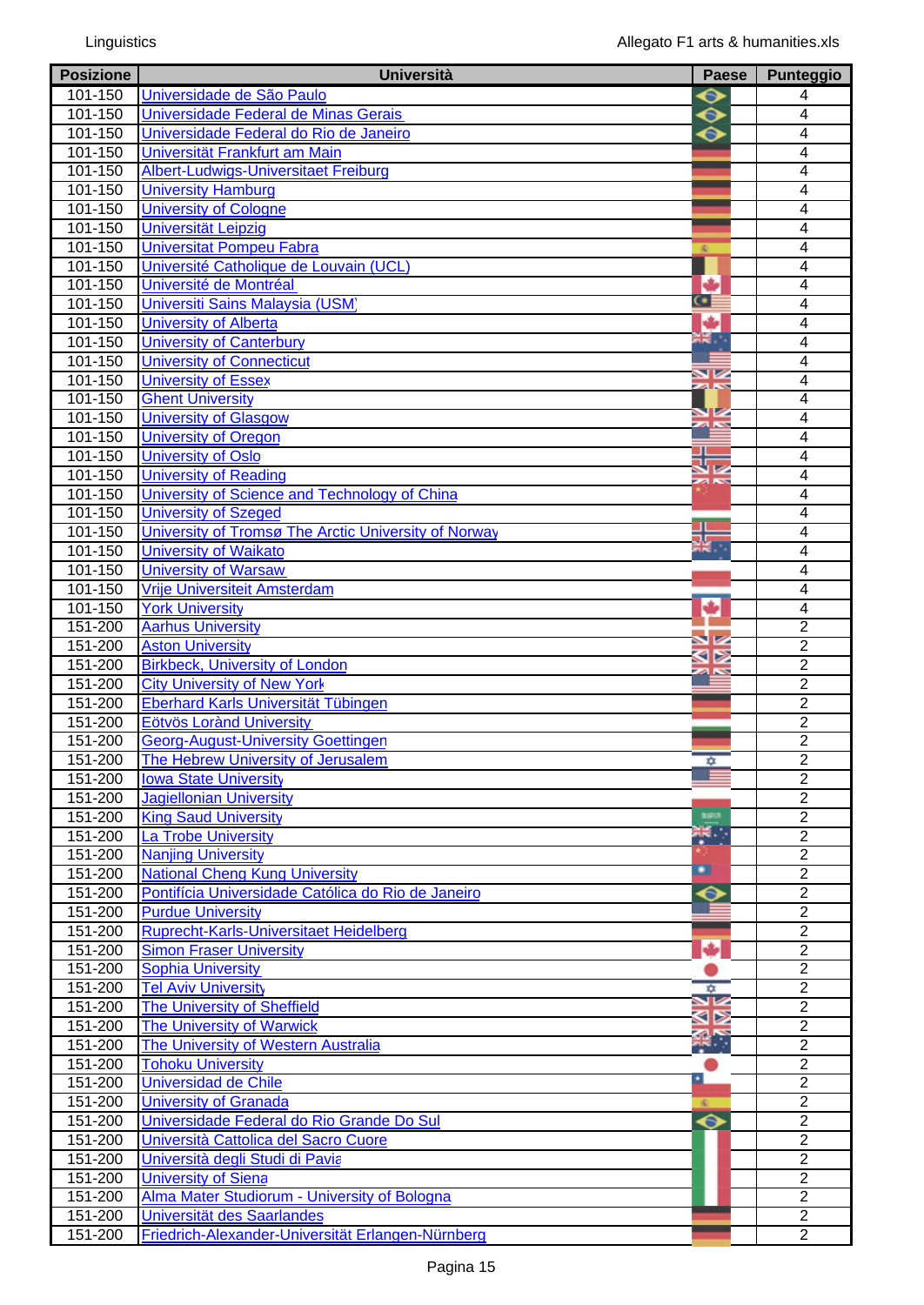| Posizione | Università | Paese | Punteggio |
|---|---|---|---|
| 101-150 | Universidade de São Paulo | | 4 |
| 101-150 | Universidade Federal de Minas Gerais | | 4 |
| 101-150 | Universidade Federal do Rio de Janeiro | | 4 |
| 101-150 | Universität Frankfurt am Main | | 4 |
| 101-150 | Albert-Ludwigs-Universitaet Freiburg | | 4 |
| 101-150 | University Hamburg | | 4 |
| 101-150 | University of Cologne | | 4 |
| 101-150 | Universität Leipzig | | 4 |
| 101-150 | Universitat Pompeu Fabra | | 4 |
| 101-150 | Université Catholique de Louvain (UCL) | | 4 |
| 101-150 | Université de Montréal | | 4 |
| 101-150 | Universiti Sains Malaysia (USM) | | 4 |
| 101-150 | University of Alberta | | 4 |
| 101-150 | University of Canterbury | | 4 |
| 101-150 | University of Connecticut | | 4 |
| 101-150 | University of Essex | | 4 |
| 101-150 | Ghent University | | 4 |
| 101-150 | University of Glasgow | | 4 |
| 101-150 | University of Oregon | | 4 |
| 101-150 | University of Oslo | | 4 |
| 101-150 | University of Reading | | 4 |
| 101-150 | University of Science and Technology of China | | 4 |
| 101-150 | University of Szeged | | 4 |
| 101-150 | University of Tromsø The Arctic University of Norway | | 4 |
| 101-150 | University of Waikato | | 4 |
| 101-150 | University of Warsaw | | 4 |
| 101-150 | Vrije Universiteit Amsterdam | | 4 |
| 101-150 | York University | | 4 |
| 151-200 | Aarhus University | | 2 |
| 151-200 | Aston University | | 2 |
| 151-200 | Birkbeck, University of London | | 2 |
| 151-200 | City University of New York | | 2 |
| 151-200 | Eberhard Karls Universität Tübingen | | 2 |
| 151-200 | Eötvös Loránd University | | 2 |
| 151-200 | Georg-August-University Goettingen | | 2 |
| 151-200 | The Hebrew University of Jerusalem | | 2 |
| 151-200 | Iowa State University | | 2 |
| 151-200 | Jagiellonian University | | 2 |
| 151-200 | King Saud University | | 2 |
| 151-200 | La Trobe University | | 2 |
| 151-200 | Nanjing University | | 2 |
| 151-200 | National Cheng Kung University | | 2 |
| 151-200 | Pontifícia Universidade Católica do Rio de Janeiro | | 2 |
| 151-200 | Purdue University | | 2 |
| 151-200 | Ruprecht-Karls-Universitaet Heidelberg | | 2 |
| 151-200 | Simon Fraser University | | 2 |
| 151-200 | Sophia University | | 2 |
| 151-200 | Tel Aviv University | | 2 |
| 151-200 | The University of Sheffield | | 2 |
| 151-200 | The University of Warwick | | 2 |
| 151-200 | The University of Western Australia | | 2 |
| 151-200 | Tohoku University | | 2 |
| 151-200 | Universidad de Chile | | 2 |
| 151-200 | University of Granada | | 2 |
| 151-200 | Universidade Federal do Rio Grande Do Sul | | 2 |
| 151-200 | Università Cattolica del Sacro Cuore | | 2 |
| 151-200 | Università degli Studi di Pavia | | 2 |
| 151-200 | University of Siena | | 2 |
| 151-200 | Alma Mater Studiorum - University of Bologna | | 2 |
| 151-200 | Universität des Saarlandes | | 2 |
| 151-200 | Friedrich-Alexander-Universität Erlangen-Nürnberg | | 2 |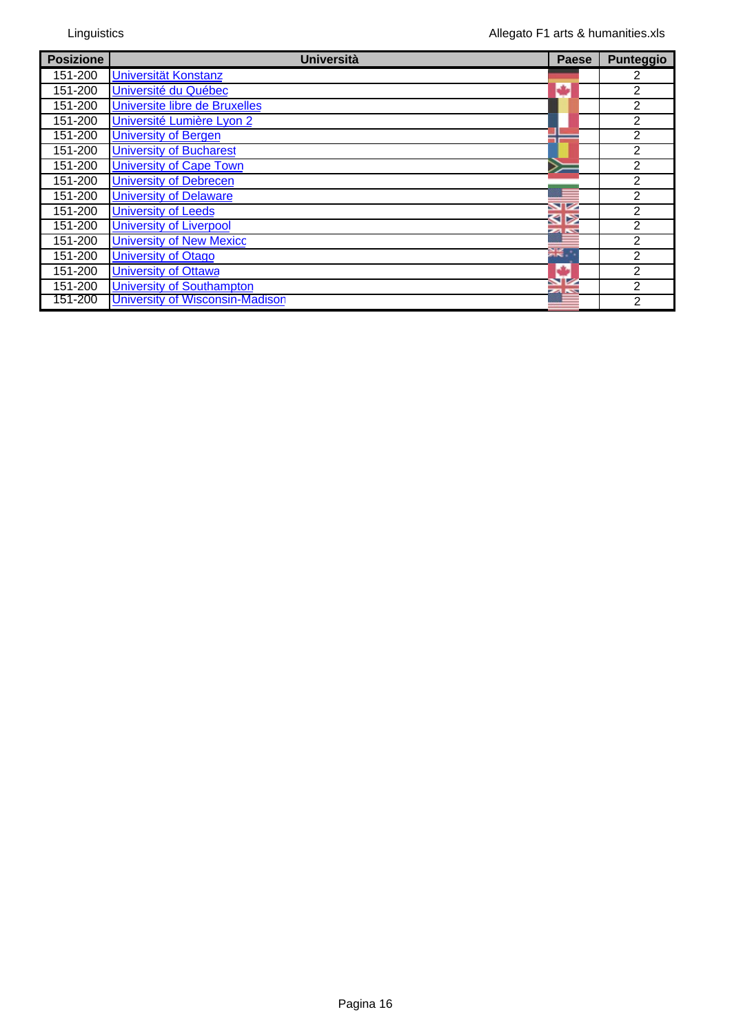| Posizione | Università | Paese | Punteggio |
|---|---|---|---|
| 151-200 | Universität Konstanz | | 2 |
| 151-200 | Université du Québec | | 2 |
| 151-200 | Universite libre de Bruxelles | | 2 |
| 151-200 | Université Lumière Lyon 2 | | 2 |
| 151-200 | University of Bergen | | 2 |
| 151-200 | University of Bucharest | | 2 |
| 151-200 | University of Cape Town | | 2 |
| 151-200 | University of Debrecen | | 2 |
| 151-200 | University of Delaware | | 2 |
| 151-200 | University of Leeds | | 2 |
| 151-200 | University of Liverpool | | 2 |
| 151-200 | University of New Mexico | | 2 |
| 151-200 | University of Otago | | 2 |
| 151-200 | University of Ottawa | | 2 |
| 151-200 | University of Southampton | | 2 |
| 151-200 | University of Wisconsin-Madison | | 2 |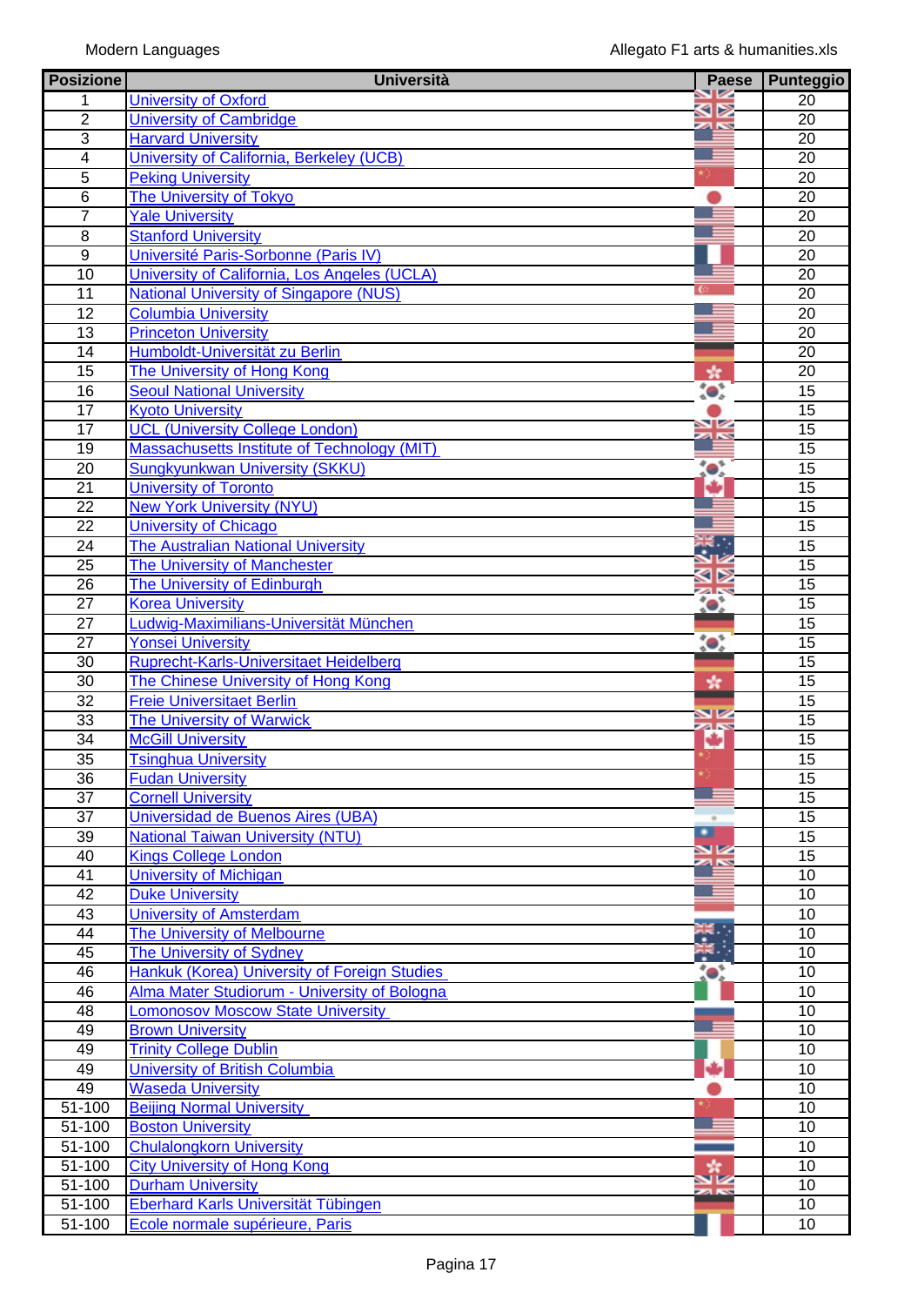Modern Languages

| Posizione | Università | Paese | Punteggio |
|---|---|---|---|
| 1 | University of Oxford | | 20 |
| 2 | University of Cambridge | | 20 |
| 3 | Harvard University | | 20 |
| 4 | University of California, Berkeley (UCB) | | 20 |
| 5 | Peking University | | 20 |
| 6 | The University of Tokyo | | 20 |
| 7 | Yale University | | 20 |
| 8 | Stanford University | | 20 |
| 9 | Université Paris-Sorbonne (Paris IV) | | 20 |
| 10 | University of California, Los Angeles (UCLA) | | 20 |
| 11 | National University of Singapore (NUS) | | 20 |
| 12 | Columbia University | | 20 |
| 13 | Princeton University | | 20 |
| 14 | Humboldt-Universität zu Berlin | | 20 |
| 15 | The University of Hong Kong | | 20 |
| 16 | Seoul National University | | 15 |
| 17 | Kyoto University | | 15 |
| 17 | UCL (University College London) | | 15 |
| 19 | Massachusetts Institute of Technology (MIT) | | 15 |
| 20 | Sungkyunkwan University (SKKU) | | 15 |
| 21 | University of Toronto | | 15 |
| 22 | New York University (NYU) | | 15 |
| 22 | University of Chicago | | 15 |
| 24 | The Australian National University | | 15 |
| 25 | The University of Manchester | | 15 |
| 26 | The University of Edinburgh | | 15 |
| 27 | Korea University | | 15 |
| 27 | Ludwig-Maximilians-Universität München | | 15 |
| 27 | Yonsei University | | 15 |
| 30 | Ruprecht-Karls-Universitaet Heidelberg | | 15 |
| 30 | The Chinese University of Hong Kong | | 15 |
| 32 | Freie Universitaet Berlin | | 15 |
| 33 | The University of Warwick | | 15 |
| 34 | McGill University | | 15 |
| 35 | Tsinghua University | | 15 |
| 36 | Fudan University | | 15 |
| 37 | Cornell University | | 15 |
| 37 | Universidad de Buenos Aires (UBA) | | 15 |
| 39 | National Taiwan University (NTU) | | 15 |
| 40 | Kings College London | | 15 |
| 41 | University of Michigan | | 10 |
| 42 | Duke University | | 10 |
| 43 | University of Amsterdam | | 10 |
| 44 | The University of Melbourne | | 10 |
| 45 | The University of Sydney | | 10 |
| 46 | Hankuk (Korea) University of Foreign Studies | | 10 |
| 46 | Alma Mater Studiorum - University of Bologna | | 10 |
| 48 | Lomonosov Moscow State University | | 10 |
| 49 | Brown University | | 10 |
| 49 | Trinity College Dublin | | 10 |
| 49 | University of British Columbia | | 10 |
| 49 | Waseda University | | 10 |
| 51-100 | Beijing Normal University | | 10 |
| 51-100 | Boston University | | 10 |
| 51-100 | Chulalongkorn University | | 10 |
| 51-100 | City University of Hong Kong | | 10 |
| 51-100 | Durham University | | 10 |
| 51-100 | Eberhard Karls Universität Tübingen | | 10 |
| 51-100 | Ecole normale supérieure, Paris | | 10 |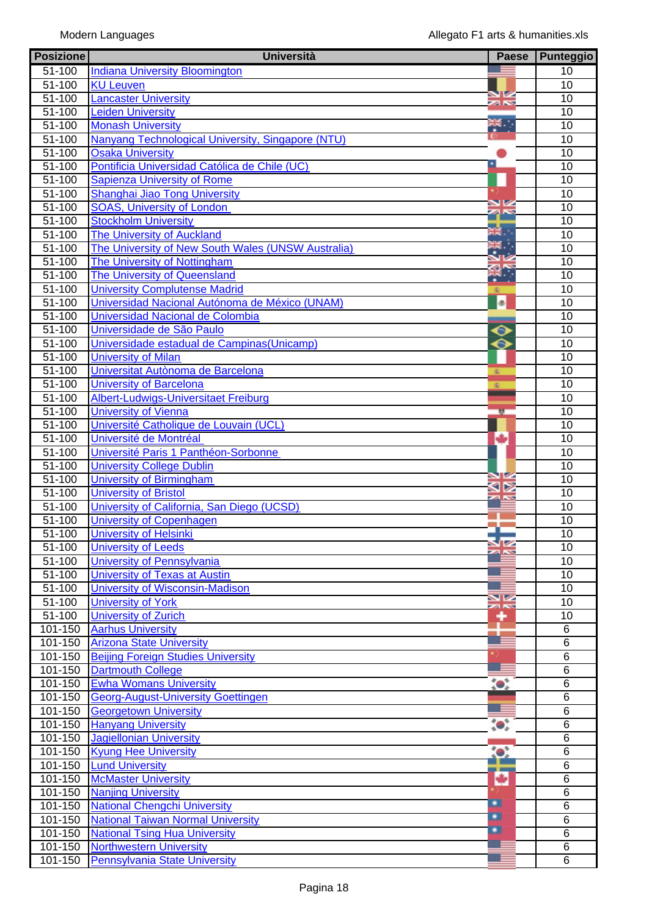| Posizione | Università | Paese | Punteggio |
|---|---|---|---|
| 51-100 | Indiana University Bloomington | | 10 |
| 51-100 | KU Leuven | | 10 |
| 51-100 | Lancaster University | | 10 |
| 51-100 | Leiden University | | 10 |
| 51-100 | Monash University | | 10 |
| 51-100 | Nanyang Technological University, Singapore (NTU) | | 10 |
| 51-100 | Osaka University | | 10 |
| 51-100 | Pontificia Universidad Católica de Chile (UC) | | 10 |
| 51-100 | Sapienza University of Rome | | 10 |
| 51-100 | Shanghai Jiao Tong University | | 10 |
| 51-100 | SOAS, University of London | | 10 |
| 51-100 | Stockholm University | | 10 |
| 51-100 | The University of Auckland | | 10 |
| 51-100 | The University of New South Wales (UNSW Australia) | | 10 |
| 51-100 | The University of Nottingham | | 10 |
| 51-100 | The University of Queensland | | 10 |
| 51-100 | University Complutense Madrid | | 10 |
| 51-100 | Universidad Nacional Autónoma de México (UNAM) | | 10 |
| 51-100 | Universidad Nacional de Colombia | | 10 |
| 51-100 | Universidade de São Paulo | | 10 |
| 51-100 | Universidade estadual de Campinas(Unicamp) | | 10 |
| 51-100 | University of Milan | | 10 |
| 51-100 | Universitat Autònoma de Barcelona | | 10 |
| 51-100 | University of Barcelona | | 10 |
| 51-100 | Albert-Ludwigs-Universitaet Freiburg | | 10 |
| 51-100 | University of Vienna | | 10 |
| 51-100 | Université Catholique de Louvain (UCL) | | 10 |
| 51-100 | Université de Montréal | | 10 |
| 51-100 | Université Paris 1 Panthéon-Sorbonne | | 10 |
| 51-100 | University College Dublin | | 10 |
| 51-100 | University of Birmingham | | 10 |
| 51-100 | University of Bristol | | 10 |
| 51-100 | University of California, San Diego (UCSD) | | 10 |
| 51-100 | University of Copenhagen | | 10 |
| 51-100 | University of Helsinki | | 10 |
| 51-100 | University of Leeds | | 10 |
| 51-100 | University of Pennsylvania | | 10 |
| 51-100 | University of Texas at Austin | | 10 |
| 51-100 | University of Wisconsin-Madison | | 10 |
| 51-100 | University of York | | 10 |
| 51-100 | University of Zurich | | 10 |
| 101-150 | Aarhus University | | 6 |
| 101-150 | Arizona State University | | 6 |
| 101-150 | Beijing Foreign Studies University | | 6 |
| 101-150 | Dartmouth College | | 6 |
| 101-150 | Ewha Womans University | | 6 |
| 101-150 | Georg-August-University Goettingen | | 6 |
| 101-150 | Georgetown University | | 6 |
| 101-150 | Hanyang University | | 6 |
| 101-150 | Jagiellonian University | | 6 |
| 101-150 | Kyung Hee University | | 6 |
| 101-150 | Lund University | | 6 |
| 101-150 | McMaster University | | 6 |
| 101-150 | Nanjing University | | 6 |
| 101-150 | National Chengchi University | | 6 |
| 101-150 | National Taiwan Normal University | | 6 |
| 101-150 | National Tsing Hua University | | 6 |
| 101-150 | Northwestern University | | 6 |
| 101-150 | Pennsylvania State University | | 6 |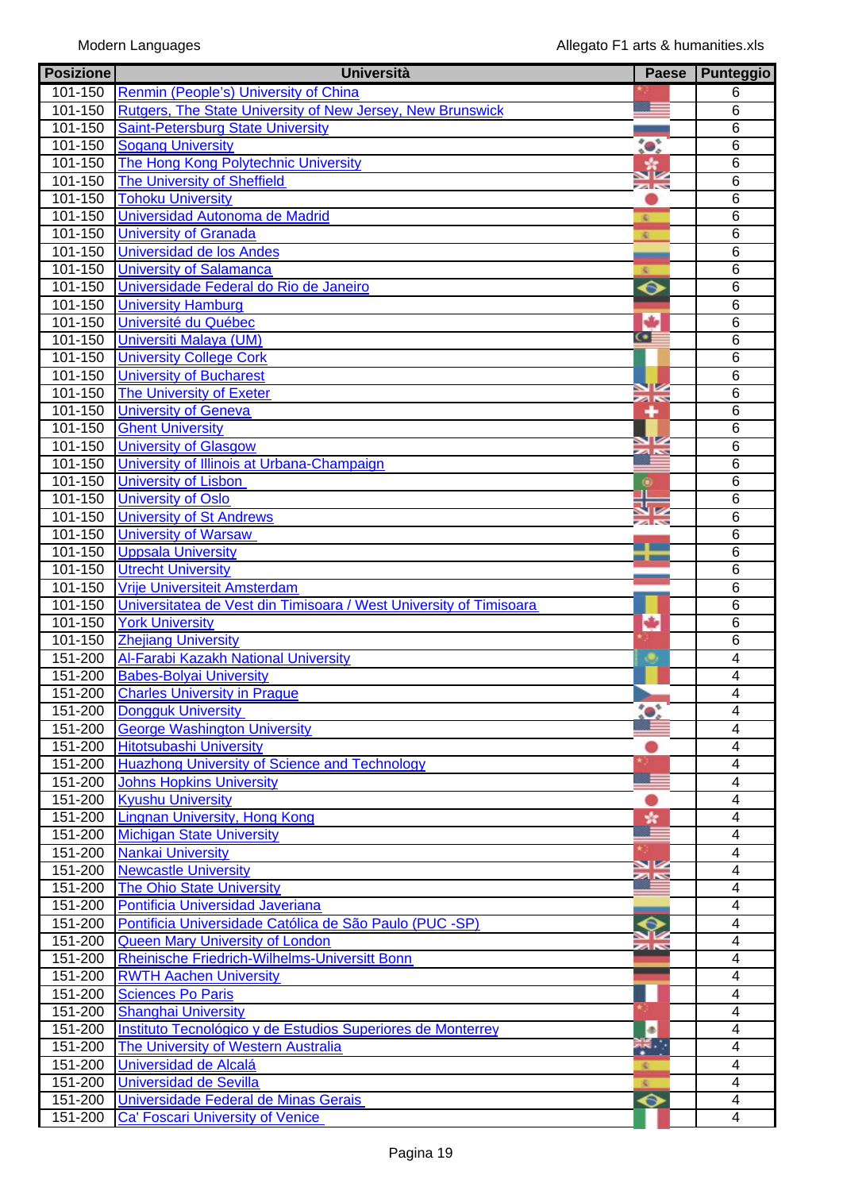| Posizione | Università | Paese | Punteggio |
|---|---|---|---|
| 101-150 | Renmin (People's) University of China | | 6 |
| 101-150 | Rutgers, The State University of New Jersey, New Brunswick | | 6 |
| 101-150 | Saint-Petersburg State University | | 6 |
| 101-150 | Sogang University | | 6 |
| 101-150 | The Hong Kong Polytechnic University | | 6 |
| 101-150 | The University of Sheffield | | 6 |
| 101-150 | Tohoku University | | 6 |
| 101-150 | Universidad Autonoma de Madrid | | 6 |
| 101-150 | University of Granada | | 6 |
| 101-150 | Universidad de los Andes | | 6 |
| 101-150 | University of Salamanca | | 6 |
| 101-150 | Universidade Federal do Rio de Janeiro | | 6 |
| 101-150 | University Hamburg | | 6 |
| 101-150 | Université du Québec | | 6 |
| 101-150 | Universiti Malaya (UM) | | 6 |
| 101-150 | University College Cork | | 6 |
| 101-150 | University of Bucharest | | 6 |
| 101-150 | The University of Exeter | | 6 |
| 101-150 | University of Geneva | | 6 |
| 101-150 | Ghent University | | 6 |
| 101-150 | University of Glasgow | | 6 |
| 101-150 | University of Illinois at Urbana-Champaign | | 6 |
| 101-150 | University of Lisbon | | 6 |
| 101-150 | University of Oslo | | 6 |
| 101-150 | University of St Andrews | | 6 |
| 101-150 | University of Warsaw | | 6 |
| 101-150 | Uppsala University | | 6 |
| 101-150 | Utrecht University | | 6 |
| 101-150 | Vrije Universiteit Amsterdam | | 6 |
| 101-150 | Universitatea de Vest din Timisoara / West University of Timisoara | | 6 |
| 101-150 | York University | | 6 |
| 101-150 | Zhejiang University | | 6 |
| 151-200 | Al-Farabi Kazakh National University | | 4 |
| 151-200 | Babes-Bolyai University | | 4 |
| 151-200 | Charles University in Prague | | 4 |
| 151-200 | Dongguk University | | 4 |
| 151-200 | George Washington University | | 4 |
| 151-200 | Hitotsubashi University | | 4 |
| 151-200 | Huazhong University of Science and Technology | | 4 |
| 151-200 | Johns Hopkins University | | 4 |
| 151-200 | Kyushu University | | 4 |
| 151-200 | Lingnan University, Hong Kong | | 4 |
| 151-200 | Michigan State University | | 4 |
| 151-200 | Nankai University | | 4 |
| 151-200 | Newcastle University | | 4 |
| 151-200 | The Ohio State University | | 4 |
| 151-200 | Pontificia Universidad Javeriana | | 4 |
| 151-200 | Pontificia Universidade Católica de São Paulo (PUC -SP) | | 4 |
| 151-200 | Queen Mary University of London | | 4 |
| 151-200 | Rheinische Friedrich-Wilhelms-Universitt Bonn | | 4 |
| 151-200 | RWTH Aachen University | | 4 |
| 151-200 | Sciences Po Paris | | 4 |
| 151-200 | Shanghai University | | 4 |
| 151-200 | Instituto Tecnológico y de Estudios Superiores de Monterrey | | 4 |
| 151-200 | The University of Western Australia | | 4 |
| 151-200 | Universidad de Alcalá | | 4 |
| 151-200 | Universidad de Sevilla | | 4 |
| 151-200 | Universidade Federal de Minas Gerais | | 4 |
| 151-200 | Ca' Foscari University of Venice | | 4 |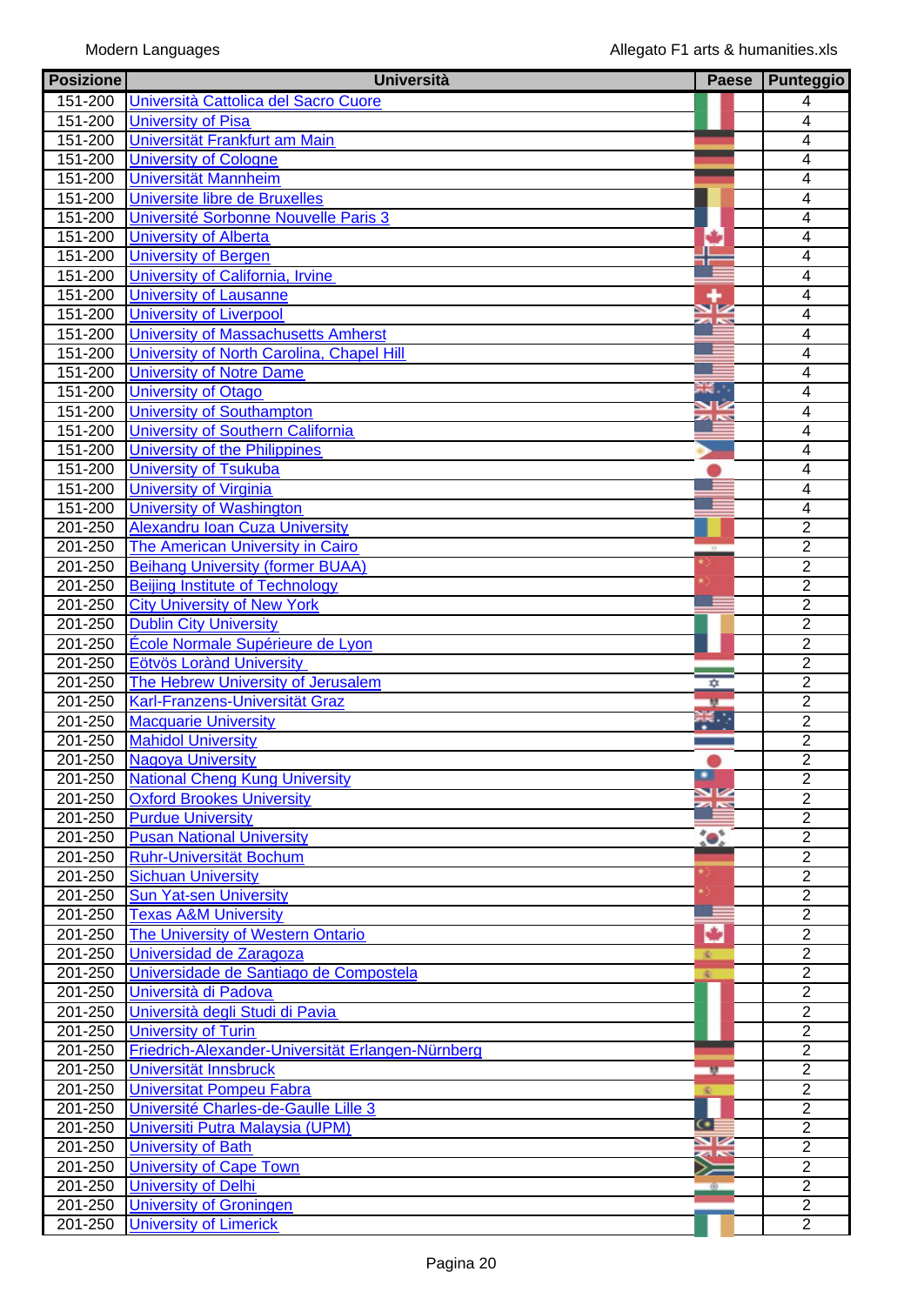| Posizione | Università | Paese | Punteggio |
| --- | --- | --- | --- |
| 151-200 | Università Cattolica del Sacro Cuore | | 4 |
| 151-200 | University of Pisa | | 4 |
| 151-200 | Universität Frankfurt am Main | | 4 |
| 151-200 | University of Cologne | | 4 |
| 151-200 | Universität Mannheim | | 4 |
| 151-200 | Universite libre de Bruxelles | | 4 |
| 151-200 | Université Sorbonne Nouvelle Paris 3 | | 4 |
| 151-200 | University of Alberta | | 4 |
| 151-200 | University of Bergen | | 4 |
| 151-200 | University of California, Irvine | | 4 |
| 151-200 | University of Lausanne | | 4 |
| 151-200 | University of Liverpool | | 4 |
| 151-200 | University of Massachusetts Amherst | | 4 |
| 151-200 | University of North Carolina, Chapel Hill | | 4 |
| 151-200 | University of Notre Dame | | 4 |
| 151-200 | University of Otago | | 4 |
| 151-200 | University of Southampton | | 4 |
| 151-200 | University of Southern California | | 4 |
| 151-200 | University of the Philippines | | 4 |
| 151-200 | University of Tsukuba | | 4 |
| 151-200 | University of Virginia | | 4 |
| 151-200 | University of Washington | | 4 |
| 201-250 | Alexandru Ioan Cuza University | | 2 |
| 201-250 | The American University in Cairo | | 2 |
| 201-250 | Beihang University (former BUAA) | | 2 |
| 201-250 | Beijing Institute of Technology | | 2 |
| 201-250 | City University of New York | | 2 |
| 201-250 | Dublin City University | | 2 |
| 201-250 | École Normale Supérieure de Lyon | | 2 |
| 201-250 | Eötvös Loránd University | | 2 |
| 201-250 | The Hebrew University of Jerusalem | | 2 |
| 201-250 | Karl-Franzens-Universität Graz | | 2 |
| 201-250 | Macquarie University | | 2 |
| 201-250 | Mahidol University | | 2 |
| 201-250 | Nagoya University | | 2 |
| 201-250 | National Cheng Kung University | | 2 |
| 201-250 | Oxford Brookes University | | 2 |
| 201-250 | Purdue University | | 2 |
| 201-250 | Pusan National University | | 2 |
| 201-250 | Ruhr-Universität Bochum | | 2 |
| 201-250 | Sichuan University | | 2 |
| 201-250 | Sun Yat-sen University | | 2 |
| 201-250 | Texas A&M University | | 2 |
| 201-250 | The University of Western Ontario | | 2 |
| 201-250 | Universidad de Zaragoza | | 2 |
| 201-250 | Universidade de Santiago de Compostela | | 2 |
| 201-250 | Università di Padova | | 2 |
| 201-250 | Università degli Studi di Pavia | | 2 |
| 201-250 | University of Turin | | 2 |
| 201-250 | Friedrich-Alexander-Universität Erlangen-Nürnberg | | 2 |
| 201-250 | Universität Innsbruck | | 2 |
| 201-250 | Universitat Pompeu Fabra | | 2 |
| 201-250 | Université Charles-de-Gaulle Lille 3 | | 2 |
| 201-250 | Universiti Putra Malaysia (UPM) | | 2 |
| 201-250 | University of Bath | | 2 |
| 201-250 | University of Cape Town | | 2 |
| 201-250 | University of Delhi | | 2 |
| 201-250 | University of Groningen | | 2 |
| 201-250 | University of Limerick | | 2 |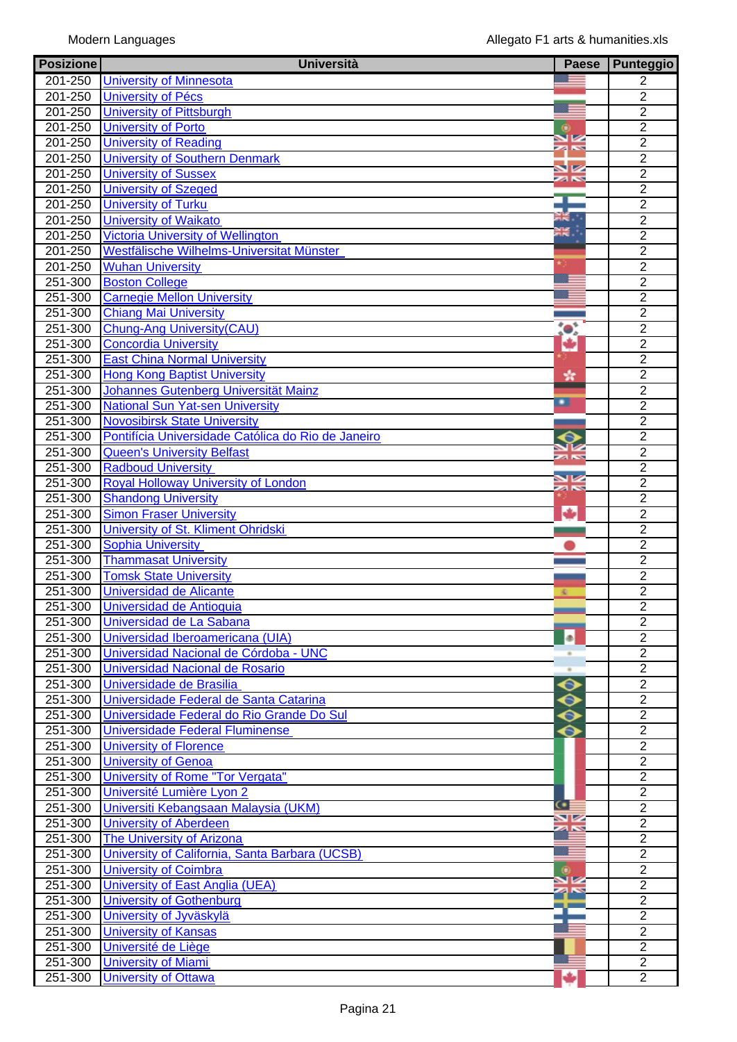| Posizione | Università | Paese | Punteggio |
|---|---|---|---|
| 201-250 | University of Minnesota | | 2 |
| 201-250 | University of Pécs | | 2 |
| 201-250 | University of Pittsburgh | | 2 |
| 201-250 | University of Porto | | 2 |
| 201-250 | University of Reading | | 2 |
| 201-250 | University of Southern Denmark | | 2 |
| 201-250 | University of Sussex | | 2 |
| 201-250 | University of Szeged | | 2 |
| 201-250 | University of Turku | | 2 |
| 201-250 | University of Waikato | | 2 |
| 201-250 | Victoria University of Wellington | | 2 |
| 201-250 | Westfälische Wilhelms-Universitat Münster | | 2 |
| 201-250 | Wuhan University | | 2 |
| 251-300 | Boston College | | 2 |
| 251-300 | Carnegie Mellon University | | 2 |
| 251-300 | Chiang Mai University | | 2 |
| 251-300 | Chung-Ang University(CAU) | | 2 |
| 251-300 | Concordia University | | 2 |
| 251-300 | East China Normal University | | 2 |
| 251-300 | Hong Kong Baptist University | | 2 |
| 251-300 | Johannes Gutenberg Universität Mainz | | 2 |
| 251-300 | National Sun Yat-sen University | | 2 |
| 251-300 | Novosibirsk State University | | 2 |
| 251-300 | Pontifícia Universidade Católica do Rio de Janeiro | | 2 |
| 251-300 | Queen's University Belfast | | 2 |
| 251-300 | Radboud University | | 2 |
| 251-300 | Royal Holloway University of London | | 2 |
| 251-300 | Shandong University | | 2 |
| 251-300 | Simon Fraser University | | 2 |
| 251-300 | University of St. Kliment Ohridski | | 2 |
| 251-300 | Sophia University | | 2 |
| 251-300 | Thammasat University | | 2 |
| 251-300 | Tomsk State University | | 2 |
| 251-300 | Universidad de Alicante | | 2 |
| 251-300 | Universidad de Antioquia | | 2 |
| 251-300 | Universidad de La Sabana | | 2 |
| 251-300 | Universidad Iberoamericana (UIA) | | 2 |
| 251-300 | Universidad Nacional de Córdoba - UNC | | 2 |
| 251-300 | Universidad Nacional de Rosario | | 2 |
| 251-300 | Universidade de Brasilia | | 2 |
| 251-300 | Universidade Federal de Santa Catarina | | 2 |
| 251-300 | Universidade Federal do Rio Grande Do Sul | | 2 |
| 251-300 | Universidade Federal Fluminense | | 2 |
| 251-300 | University of Florence | | 2 |
| 251-300 | University of Genoa | | 2 |
| 251-300 | University of Rome "Tor Vergata" | | 2 |
| 251-300 | Université Lumière Lyon 2 | | 2 |
| 251-300 | Universiti Kebangsaan Malaysia (UKM) | | 2 |
| 251-300 | University of Aberdeen | | 2 |
| 251-300 | The University of Arizona | | 2 |
| 251-300 | University of California, Santa Barbara (UCSB) | | 2 |
| 251-300 | University of Coimbra | | 2 |
| 251-300 | University of East Anglia (UEA) | | 2 |
| 251-300 | University of Gothenburg | | 2 |
| 251-300 | University of Jyväskylä | | 2 |
| 251-300 | University of Kansas | | 2 |
| 251-300 | Université de Liège | | 2 |
| 251-300 | University of Miami | | 2 |
| 251-300 | University of Ottawa | | 2 |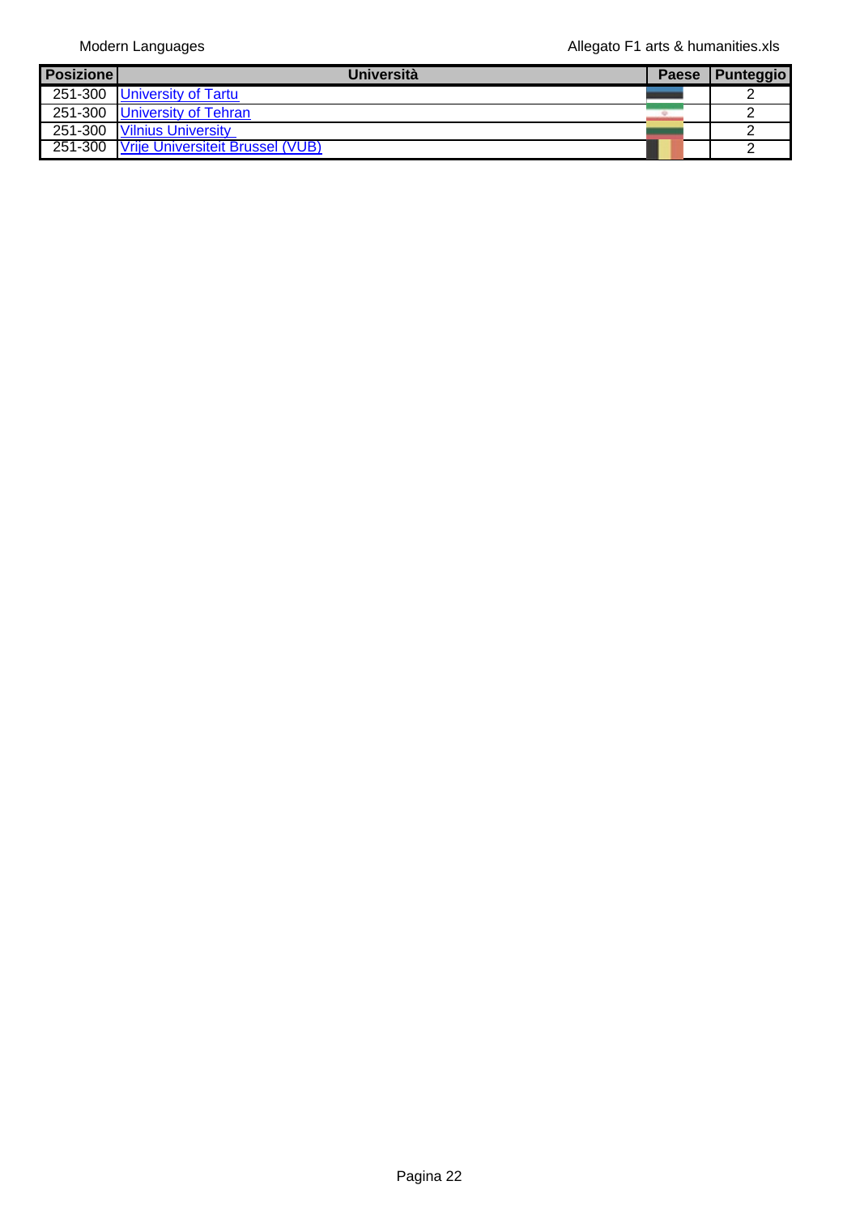| Posizione | Università | Paese | Punteggio |
|---|---|---|---|
| 251-300 | University of Tartu | | 2 |
| 251-300 | University of Tehran | | 2 |
| 251-300 | Vilnius University | | 2 |
| 251-300 | Vrije Universiteit Brussel (VUB) | | 2 |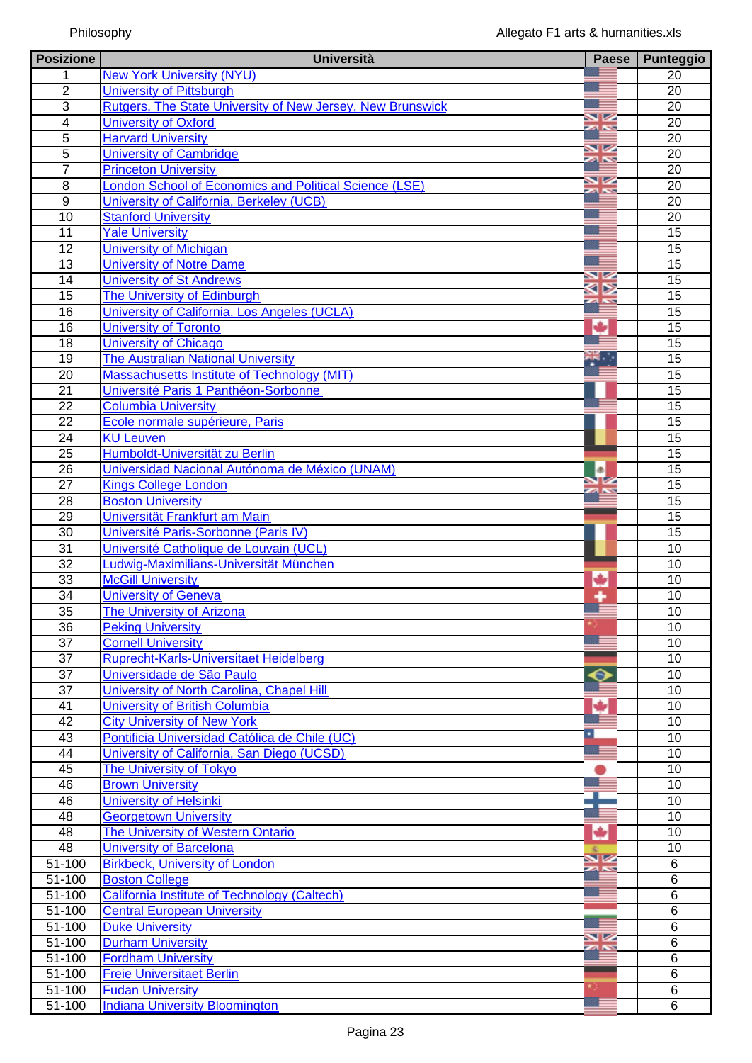| Posizione | Università | Paese | Punteggio |
|---|---|---|---|
| 1 | New York University (NYU) | | 20 |
| 2 | University of Pittsburgh | | 20 |
| 3 | Rutgers, The State University of New Jersey, New Brunswick | | 20 |
| 4 | University of Oxford | | 20 |
| 5 | Harvard University | | 20 |
| 5 | University of Cambridge | | 20 |
| 7 | Princeton University | | 20 |
| 8 | London School of Economics and Political Science (LSE) | | 20 |
| 9 | University of California, Berkeley (UCB) | | 20 |
| 10 | Stanford University | | 20 |
| 11 | Yale University | | 15 |
| 12 | University of Michigan | | 15 |
| 13 | University of Notre Dame | | 15 |
| 14 | University of St Andrews | | 15 |
| 15 | The University of Edinburgh | | 15 |
| 16 | University of California, Los Angeles (UCLA) | | 15 |
| 16 | University of Toronto | | 15 |
| 18 | University of Chicago | | 15 |
| 19 | The Australian National University | | 15 |
| 20 | Massachusetts Institute of Technology (MIT) | | 15 |
| 21 | Université Paris 1 Panthéon-Sorbonne | | 15 |
| 22 | Columbia University | | 15 |
| 22 | Ecole normale supérieure, Paris | | 15 |
| 24 | KU Leuven | | 15 |
| 25 | Humboldt-Universität zu Berlin | | 15 |
| 26 | Universidad Nacional Autónoma de México (UNAM) | | 15 |
| 27 | Kings College London | | 15 |
| 28 | Boston University | | 15 |
| 29 | Universität Frankfurt am Main | | 15 |
| 30 | Université Paris-Sorbonne (Paris IV) | | 15 |
| 31 | Université Catholique de Louvain (UCL) | | 10 |
| 32 | Ludwig-Maximilians-Universität München | | 10 |
| 33 | McGill University | | 10 |
| 34 | University of Geneva | | 10 |
| 35 | The University of Arizona | | 10 |
| 36 | Peking University | | 10 |
| 37 | Cornell University | | 10 |
| 37 | Ruprecht-Karls-Universitaet Heidelberg | | 10 |
| 37 | Universidade de São Paulo | | 10 |
| 37 | University of North Carolina, Chapel Hill | | 10 |
| 41 | University of British Columbia | | 10 |
| 42 | City University of New York | | 10 |
| 43 | Pontificia Universidad Católica de Chile (UC) | | 10 |
| 44 | University of California, San Diego (UCSD) | | 10 |
| 45 | The University of Tokyo | | 10 |
| 46 | Brown University | | 10 |
| 46 | University of Helsinki | | 10 |
| 48 | Georgetown University | | 10 |
| 48 | The University of Western Ontario | | 10 |
| 48 | University of Barcelona | | 10 |
| 51-100 | Birkbeck, University of London | | 6 |
| 51-100 | Boston College | | 6 |
| 51-100 | California Institute of Technology (Caltech) | | 6 |
| 51-100 | Central European University | | 6 |
| 51-100 | Duke University | | 6 |
| 51-100 | Durham University | | 6 |
| 51-100 | Fordham University | | 6 |
| 51-100 | Freie Universitaet Berlin | | 6 |
| 51-100 | Fudan University | | 6 |
| 51-100 | Indiana University Bloomington | | 6 |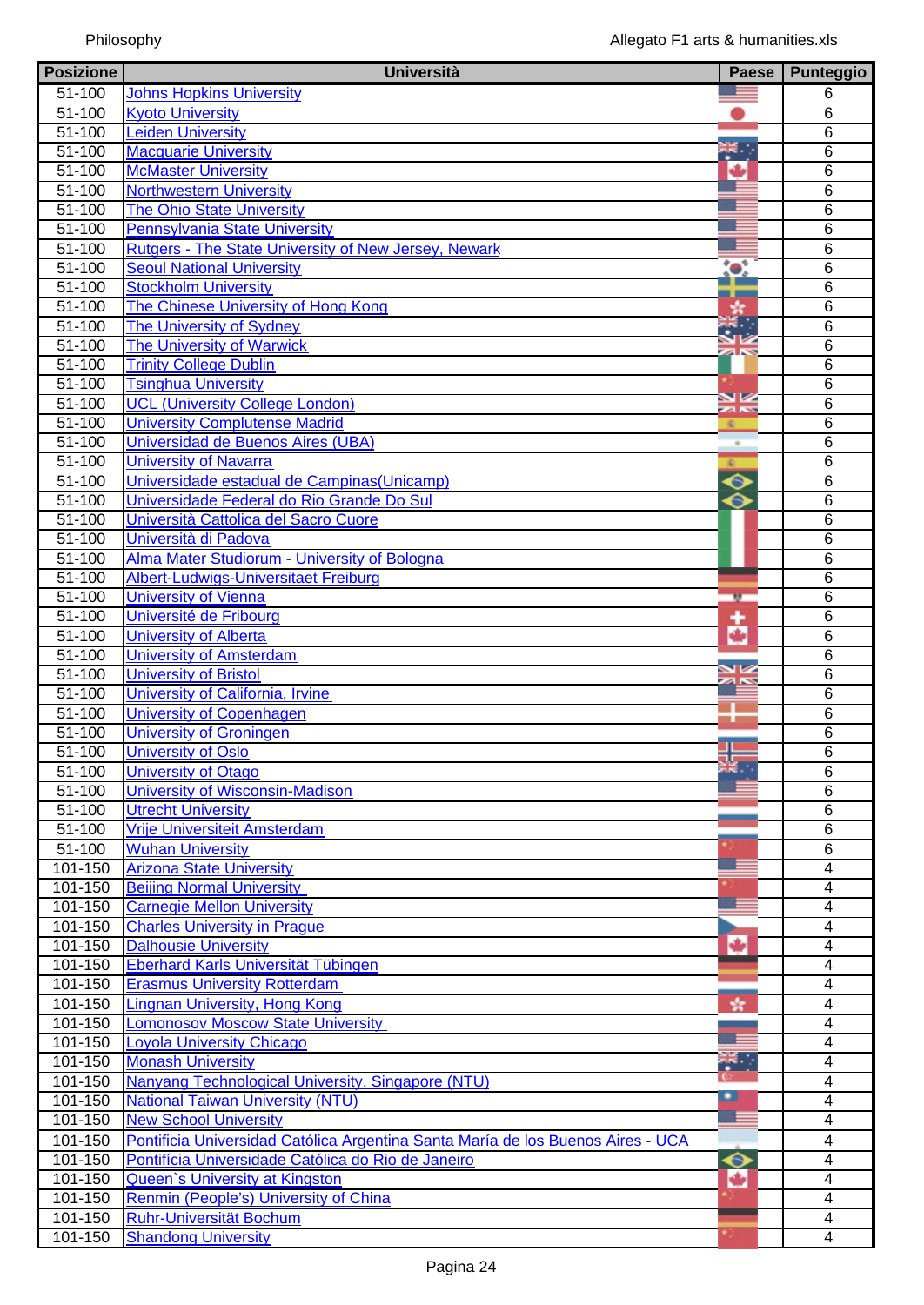| Posizione | Università | Paese | Punteggio |
|---|---|---|---|
| 51-100 | Johns Hopkins University | | 6 |
| 51-100 | Kyoto University | | 6 |
| 51-100 | Leiden University | | 6 |
| 51-100 | Macquarie University | | 6 |
| 51-100 | McMaster University | | 6 |
| 51-100 | Northwestern University | | 6 |
| 51-100 | The Ohio State University | | 6 |
| 51-100 | Pennsylvania State University | | 6 |
| 51-100 | Rutgers - The State University of New Jersey, Newark | | 6 |
| 51-100 | Seoul National University | | 6 |
| 51-100 | Stockholm University | | 6 |
| 51-100 | The Chinese University of Hong Kong | | 6 |
| 51-100 | The University of Sydney | | 6 |
| 51-100 | The University of Warwick | | 6 |
| 51-100 | Trinity College Dublin | | 6 |
| 51-100 | Tsinghua University | | 6 |
| 51-100 | UCL (University College London) | | 6 |
| 51-100 | University Complutense Madrid | | 6 |
| 51-100 | Universidad de Buenos Aires (UBA) | | 6 |
| 51-100 | University of Navarra | | 6 |
| 51-100 | Universidade estadual de Campinas(Unicamp) | | 6 |
| 51-100 | Universidade Federal do Rio Grande Do Sul | | 6 |
| 51-100 | Università Cattolica del Sacro Cuore | | 6 |
| 51-100 | Università di Padova | | 6 |
| 51-100 | Alma Mater Studiorum - University of Bologna | | 6 |
| 51-100 | Albert-Ludwigs-Universitaet Freiburg | | 6 |
| 51-100 | University of Vienna | | 6 |
| 51-100 | Université de Fribourg | | 6 |
| 51-100 | University of Alberta | | 6 |
| 51-100 | University of Amsterdam | | 6 |
| 51-100 | University of Bristol | | 6 |
| 51-100 | University of California, Irvine | | 6 |
| 51-100 | University of Copenhagen | | 6 |
| 51-100 | University of Groningen | | 6 |
| 51-100 | University of Oslo | | 6 |
| 51-100 | University of Otago | | 6 |
| 51-100 | University of Wisconsin-Madison | | 6 |
| 51-100 | Utrecht University | | 6 |
| 51-100 | Vrije Universiteit Amsterdam | | 6 |
| 51-100 | Wuhan University | | 6 |
| 101-150 | Arizona State University | | 4 |
| 101-150 | Beijing Normal University | | 4 |
| 101-150 | Carnegie Mellon University | | 4 |
| 101-150 | Charles University in Prague | | 4 |
| 101-150 | Dalhousie University | | 4 |
| 101-150 | Eberhard Karls Universität Tübingen | | 4 |
| 101-150 | Erasmus University Rotterdam | | 4 |
| 101-150 | Lingnan University, Hong Kong | | 4 |
| 101-150 | Lomonosov Moscow State University | | 4 |
| 101-150 | Loyola University Chicago | | 4 |
| 101-150 | Monash University | | 4 |
| 101-150 | Nanyang Technological University, Singapore (NTU) | | 4 |
| 101-150 | National Taiwan University (NTU) | | 4 |
| 101-150 | New School University | | 4 |
| 101-150 | Pontificia Universidad Católica Argentina Santa María de los Buenos Aires - UCA | | 4 |
| 101-150 | Pontifícia Universidade Católica do Rio de Janeiro | | 4 |
| 101-150 | Queen`s University at Kingston | | 4 |
| 101-150 | Renmin (People's) University of China | | 4 |
| 101-150 | Ruhr-Universität Bochum | | 4 |
| 101-150 | Shandong University | | 4 |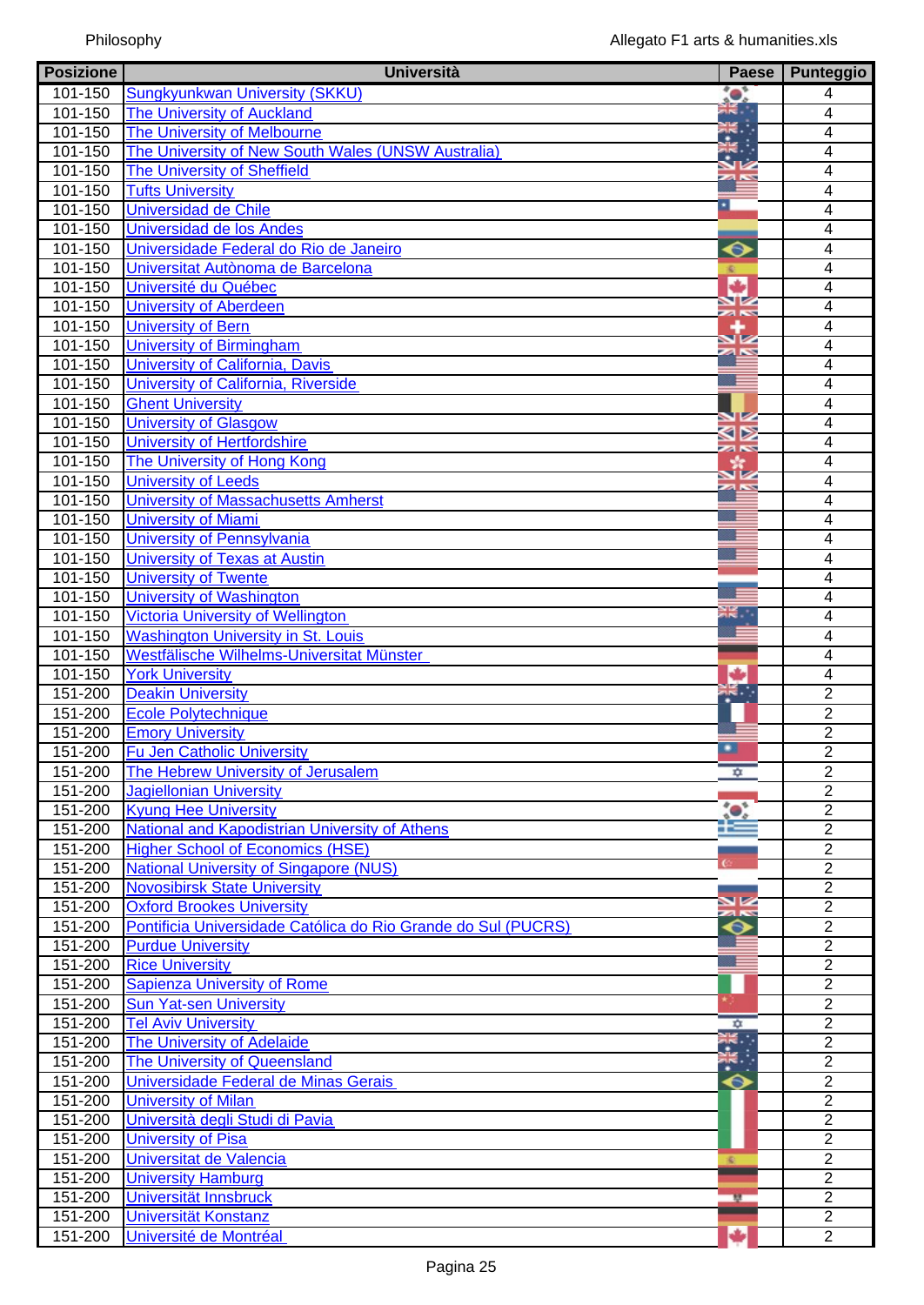| Posizione | Università | Paese | Punteggio |
|---|---|---|---|
| 101-150 | Sungkyunkwan University (SKKU) | | 4 |
| 101-150 | The University of Auckland | | 4 |
| 101-150 | The University of Melbourne | | 4 |
| 101-150 | The University of New South Wales (UNSW Australia) | | 4 |
| 101-150 | The University of Sheffield | | 4 |
| 101-150 | Tufts University | | 4 |
| 101-150 | Universidad de Chile | | 4 |
| 101-150 | Universidad de los Andes | | 4 |
| 101-150 | Universidade Federal do Rio de Janeiro | | 4 |
| 101-150 | Universitat Autònoma de Barcelona | | 4 |
| 101-150 | Université du Québec | | 4 |
| 101-150 | University of Aberdeen | | 4 |
| 101-150 | University of Bern | | 4 |
| 101-150 | University of Birmingham | | 4 |
| 101-150 | University of California, Davis | | 4 |
| 101-150 | University of California, Riverside | | 4 |
| 101-150 | Ghent University | | 4 |
| 101-150 | University of Glasgow | | 4 |
| 101-150 | University of Hertfordshire | | 4 |
| 101-150 | The University of Hong Kong | | 4 |
| 101-150 | University of Leeds | | 4 |
| 101-150 | University of Massachusetts Amherst | | 4 |
| 101-150 | University of Miami | | 4 |
| 101-150 | University of Pennsylvania | | 4 |
| 101-150 | University of Texas at Austin | | 4 |
| 101-150 | University of Twente | | 4 |
| 101-150 | University of Washington | | 4 |
| 101-150 | Victoria University of Wellington | | 4 |
| 101-150 | Washington University in St. Louis | | 4 |
| 101-150 | Westfälische Wilhelms-Universitat Münster | | 4 |
| 101-150 | York University | | 4 |
| 151-200 | Deakin University | | 2 |
| 151-200 | Ecole Polytechnique | | 2 |
| 151-200 | Emory University | | 2 |
| 151-200 | Fu Jen Catholic University | | 2 |
| 151-200 | The Hebrew University of Jerusalem | | 2 |
| 151-200 | Jagiellonian University | | 2 |
| 151-200 | Kyung Hee University | | 2 |
| 151-200 | National and Kapodistrian University of Athens | | 2 |
| 151-200 | Higher School of Economics (HSE) | | 2 |
| 151-200 | National University of Singapore (NUS) | | 2 |
| 151-200 | Novosibirsk State University | | 2 |
| 151-200 | Oxford Brookes University | | 2 |
| 151-200 | Pontificia Universidade Católica do Rio Grande do Sul (PUCRS) | | 2 |
| 151-200 | Purdue University | | 2 |
| 151-200 | Rice University | | 2 |
| 151-200 | Sapienza University of Rome | | 2 |
| 151-200 | Sun Yat-sen University | | 2 |
| 151-200 | Tel Aviv University | | 2 |
| 151-200 | The University of Adelaide | | 2 |
| 151-200 | The University of Queensland | | 2 |
| 151-200 | Universidade Federal de Minas Gerais | | 2 |
| 151-200 | University of Milan | | 2 |
| 151-200 | Università degli Studi di Pavia | | 2 |
| 151-200 | University of Pisa | | 2 |
| 151-200 | Universitat de Valencia | | 2 |
| 151-200 | University Hamburg | | 2 |
| 151-200 | Universität Innsbruck | | 2 |
| 151-200 | Universität Konstanz | | 2 |
| 151-200 | Université de Montréal | | 2 |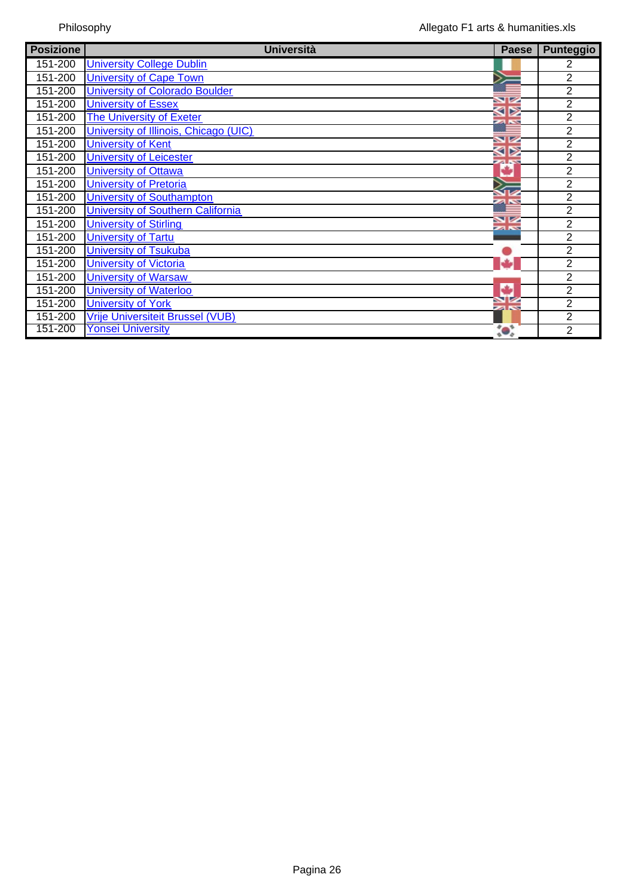| Posizione | Università | Paese | Punteggio |
|---|---|---|---|
| 151-200 | University College Dublin | | 2 |
| 151-200 | University of Cape Town | | 2 |
| 151-200 | University of Colorado Boulder | | 2 |
| 151-200 | University of Essex | | 2 |
| 151-200 | The University of Exeter | | 2 |
| 151-200 | University of Illinois, Chicago (UIC) | | 2 |
| 151-200 | University of Kent | | 2 |
| 151-200 | University of Leicester | | 2 |
| 151-200 | University of Ottawa | | 2 |
| 151-200 | University of Pretoria | | 2 |
| 151-200 | University of Southampton | | 2 |
| 151-200 | University of Southern California | | 2 |
| 151-200 | University of Stirling | | 2 |
| 151-200 | University of Tartu | | 2 |
| 151-200 | University of Tsukuba | | 2 |
| 151-200 | University of Victoria | | 2 |
| 151-200 | University of Warsaw | | 2 |
| 151-200 | University of Waterloo | | 2 |
| 151-200 | University of York | | 2 |
| 151-200 | Vrije Universiteit Brussel (VUB) | | 2 |
| 151-200 | Yonsei University | | 2 |